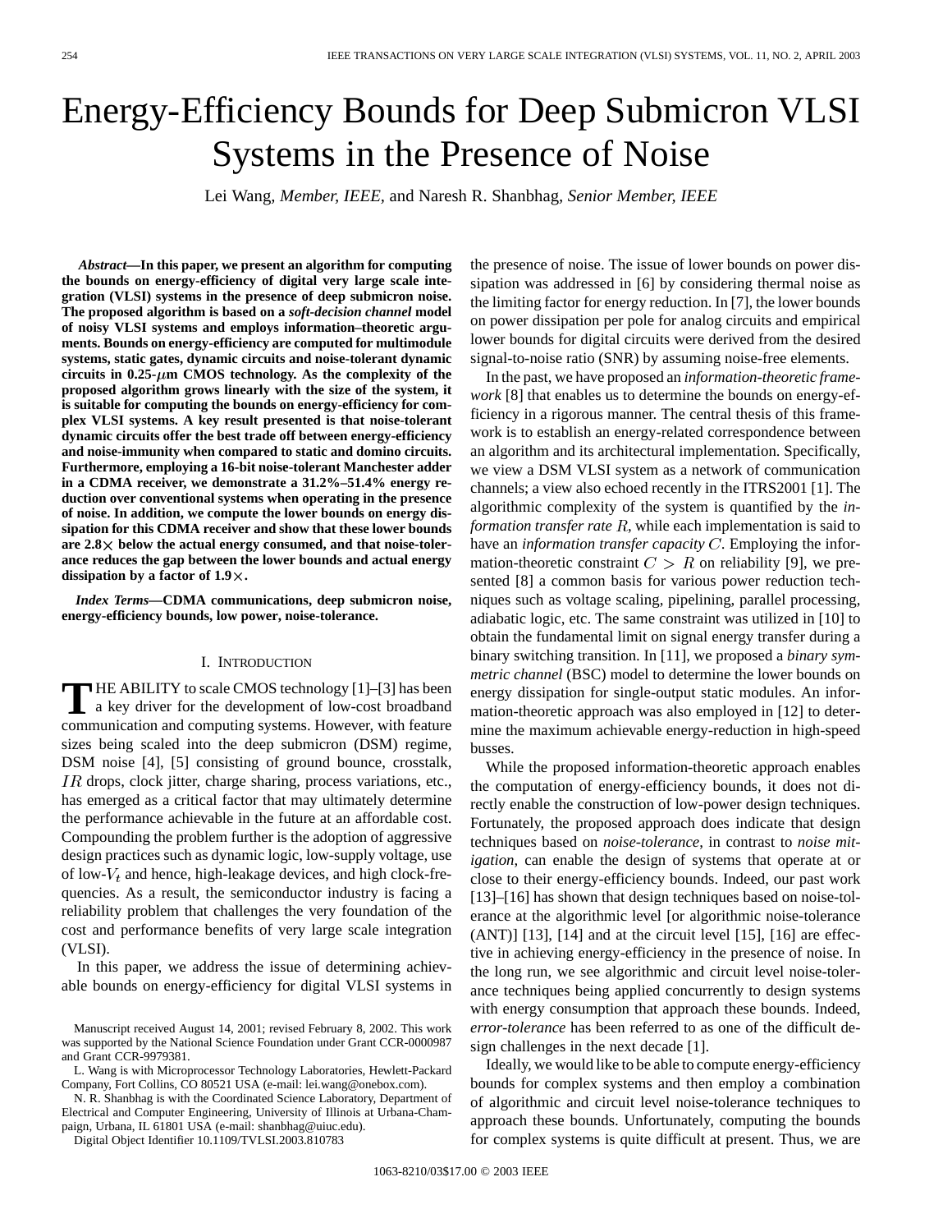# Energy-Efficiency Bounds for Deep Submicron VLSI Systems in the Presence of Noise

Lei Wang, *Member, IEEE*, and Naresh R. Shanbhag, *Senior Member, IEEE*

***Abstract*—In this paper, we present an algorithm for computing the bounds on energy-efficiency of digital very large scale integration (VLSI) systems in the presence of deep submicron noise. The proposed algorithm is based on a *soft-decision channel* model of noisy VLSI systems and employs information–theoretic arguments. Bounds on energy-efficiency are computed for multimodule systems, static gates, dynamic circuits and noise-tolerant dynamic circuits in 0.25-$\mu$m CMOS technology. As the complexity of the proposed algorithm grows linearly with the size of the system, it is suitable for computing the bounds on energy-efficiency for complex VLSI systems. A key result presented is that noise-tolerant dynamic circuits offer the best trade off between energy-efficiency and noise-immunity when compared to static and domino circuits. Furthermore, employing a 16-bit noise-tolerant Manchester adder in a CDMA receiver, we demonstrate a 31.2%–51.4% energy reduction over conventional systems when operating in the presence of noise. In addition, we compute the lower bounds on energy dissipation for this CDMA receiver and show that these lower bounds are 2.8× below the actual energy consumed, and that noise-tolerance reduces the gap between the lower bounds and actual energy dissipation by a factor of 1.9×.**

***Index Terms*—CDMA communications, deep submicron noise, energy-efficiency bounds, low power, noise-tolerance.**

## I. Introduction

THE ABILITY to scale CMOS technology [1]–[3] has been a key driver for the development of low-cost broadband communication and computing systems. However, with feature sizes being scaled into the deep submicron (DSM) regime, DSM noise [4], [5] consisting of ground bounce, crosstalk, $IR$ drops, clock jitter, charge sharing, process variations, etc., has emerged as a critical factor that may ultimately determine the performance achievable in the future at an affordable cost. Compounding the problem further is the adoption of aggressive design practices such as dynamic logic, low-supply voltage, use of low-$V_t$ and hence, high-leakage devices, and high clock-frequencies. As a result, the semiconductor industry is facing a reliability problem that challenges the very foundation of the cost and performance benefits of very large scale integration (VLSI).

In this paper, we address the issue of determining achievable bounds on energy-efficiency for digital VLSI systems in the presence of noise. The issue of lower bounds on power dissipation was addressed in [6] by considering thermal noise as the limiting factor for energy reduction. In [7], the lower bounds on power dissipation per pole for analog circuits and empirical lower bounds for digital circuits were derived from the desired signal-to-noise ratio (SNR) by assuming noise-free elements.

In the past, we have proposed an *information-theoretic framework* [8] that enables us to determine the bounds on energy-efficiency in a rigorous manner. The central thesis of this framework is to establish an energy-related correspondence between an algorithm and its architectural implementation. Specifically, we view a DSM VLSI system as a network of communication channels; a view also echoed recently in the ITRS2001 [1]. The algorithmic complexity of the system is quantified by the *information transfer rate* $R$, while each implementation is said to have an *information transfer capacity* $C$. Employing the information-theoretic constraint $C > R$ on reliability [9], we presented [8] a common basis for various power reduction techniques such as voltage scaling, pipelining, parallel processing, adiabatic logic, etc. The same constraint was utilized in [10] to obtain the fundamental limit on signal energy transfer during a binary switching transition. In [11], we proposed a *binary symmetric channel* (BSC) model to determine the lower bounds on energy dissipation for single-output static modules. An information-theoretic approach was also employed in [12] to determine the maximum achievable energy-reduction in high-speed busses.

While the proposed information-theoretic approach enables the computation of energy-efficiency bounds, it does not directly enable the construction of low-power design techniques. Fortunately, the proposed approach does indicate that design techniques based on *noise-tolerance*, in contrast to *noise mitigation*, can enable the design of systems that operate at or close to their energy-efficiency bounds. Indeed, our past work [13]–[16] has shown that design techniques based on noise-tolerance at the algorithmic level [or algorithmic noise-tolerance (ANT)] [13], [14] and at the circuit level [15], [16] are effective in achieving energy-efficiency in the presence of noise. In the long run, we see algorithmic and circuit level noise-tolerance techniques being applied concurrently to design systems with energy consumption that approach these bounds. Indeed, *error-tolerance* has been referred to as one of the difficult design challenges in the next decade [1].

Ideally, we would like to be able to compute energy-efficiency bounds for complex systems and then employ a combination of algorithmic and circuit level noise-tolerance techniques to approach these bounds. Unfortunately, computing the bounds for complex systems is quite difficult at present. Thus, we are

Manuscript received August 14, 2001; revised February 8, 2002. This work was supported by the National Science Foundation under Grant CCR-0000987 and Grant CCR-9979381.

L. Wang is with Microprocessor Technology Laboratories, Hewlett-Packard Company, Fort Collins, CO 80521 USA (e-mail: lei.wang@onebox.com).

N. R. Shanbhag is with the Coordinated Science Laboratory, Department of Electrical and Computer Engineering, University of Illinois at Urbana-Champaign, Urbana, IL 61801 USA (e-mail: shanbhag@uiuc.edu).

Digital Object Identifier 10.1109/TVLSI.2003.810783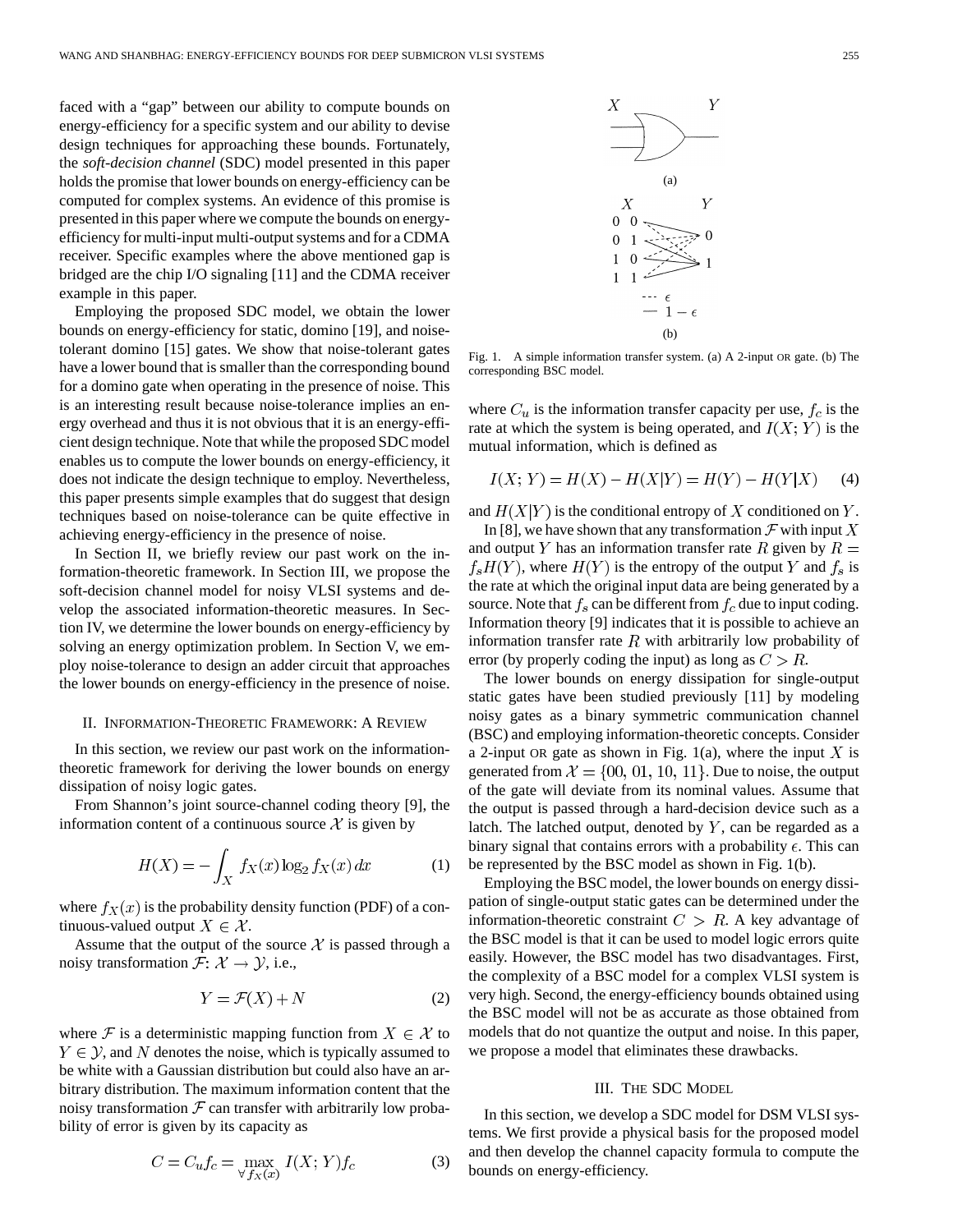faced with a "gap" between our ability to compute bounds on energy-efficiency for a specific system and our ability to devise design techniques for approaching these bounds. Fortunately, the *soft-decision channel* (SDC) model presented in this paper holds the promise that lower bounds on energy-efficiency can be computed for complex systems. An evidence of this promise is presented in this paper where we compute the bounds on energy-efficiency for multi-input multi-output systems and for a CDMA receiver. Specific examples where the above mentioned gap is bridged are the chip I/O signaling [11] and the CDMA receiver example in this paper.

Employing the proposed SDC model, we obtain the lower bounds on energy-efficiency for static, domino [19], and noise-tolerant domino [15] gates. We show that noise-tolerant gates have a lower bound that is smaller than the corresponding bound for a domino gate when operating in the presence of noise. This is an interesting result because noise-tolerance implies an energy overhead and thus it is not obvious that it is an energy-efficient design technique. Note that while the proposed SDC model enables us to compute the lower bounds on energy-efficiency, it does not indicate the design technique to employ. Nevertheless, this paper presents simple examples that do suggest that design techniques based on noise-tolerance can be quite effective in achieving energy-efficiency in the presence of noise.

In Section II, we briefly review our past work on the information-theoretic framework. In Section III, we propose the soft-decision channel model for noisy VLSI systems and develop the associated information-theoretic measures. In Section IV, we determine the lower bounds on energy-efficiency by solving an energy optimization problem. In Section V, we employ noise-tolerance to design an adder circuit that approaches the lower bounds on energy-efficiency in the presence of noise.

## II. Information-Theoretic Framework: A Review

In this section, we review our past work on the information-theoretic framework for deriving the lower bounds on energy dissipation of noisy logic gates.

From Shannon's joint source-channel coding theory [9], the information content of a continuous source $\mathcal{X}$ is given by

$$H(X) = -\int_X f_X(x)\log_2 f_X(x)\,dx \tag{1}$$

where $f_X(x)$ is the probability density function (PDF) of a continuous-valued output $X \in \mathcal{X}$.

Assume that the output of the source $\mathcal{X}$ is passed through a noisy transformation $\mathcal{F}$: $\mathcal{X} \rightarrow \mathcal{Y}$, i.e.,

$$Y = \mathcal{F}(X) + N \tag{2}$$

where $\mathcal{F}$ is a deterministic mapping function from $X \in \mathcal{X}$ to $Y \in \mathcal{Y}$, and $N$ denotes the noise, which is typically assumed to be white with a Gaussian distribution but could also have an arbitrary distribution. The maximum information content that the noisy transformation $\mathcal{F}$ can transfer with arbitrarily low probability of error is given by its capacity as

$$C = C_u f_c = \max_{\forall f_X(x)} I(X;Y) f_c \tag{3}$$

Fig. 1. A simple information transfer system. (a) A 2-input OR gate. (b) The corresponding BSC model.

where $C_u$ is the information transfer capacity per use, $f_c$ is the rate at which the system is being operated, and $I(X;Y)$ is the mutual information, which is defined as

$$I(X;Y) = H(X) - H(X|Y) = H(Y) - H(Y|X) \tag{4}$$

and $H(X|Y)$ is the conditional entropy of $X$ conditioned on $Y$.

In [8], we have shown that any transformation $\mathcal{F}$ with input $X$ and output $Y$ has an information transfer rate $R$ given by $R = f_s H(Y)$, where $H(Y)$ is the entropy of the output $Y$ and $f_s$ is the rate at which the original input data are being generated by a source. Note that $f_s$ can be different from $f_c$ due to input coding. Information theory [9] indicates that it is possible to achieve an information transfer rate $R$ with arbitrarily low probability of error (by properly coding the input) as long as $C > R$.

The lower bounds on energy dissipation for single-output static gates have been studied previously [11] by modeling noisy gates as a binary symmetric communication channel (BSC) and employing information-theoretic concepts. Consider a 2-input OR gate as shown in Fig. 1(a), where the input $X$ is generated from $\mathcal{X} = \{00, 01, 10, 11\}$. Due to noise, the output of the gate will deviate from its nominal values. Assume that the output is passed through a hard-decision device such as a latch. The latched output, denoted by $Y$, can be regarded as a binary signal that contains errors with a probability $\epsilon$. This can be represented by the BSC model as shown in Fig. 1(b).

Employing the BSC model, the lower bounds on energy dissipation of single-output static gates can be determined under the information-theoretic constraint $C > R$. A key advantage of the BSC model is that it can be used to model logic errors quite easily. However, the BSC model has two disadvantages. First, the complexity of a BSC model for a complex VLSI system is very high. Second, the energy-efficiency bounds obtained using the BSC model will not be as accurate as those obtained from models that do not quantize the output and noise. In this paper, we propose a model that eliminates these drawbacks.

## III. The SDC Model

In this section, we develop a SDC model for DSM VLSI systems. We first provide a physical basis for the proposed model and then develop the channel capacity formula to compute the bounds on energy-efficiency.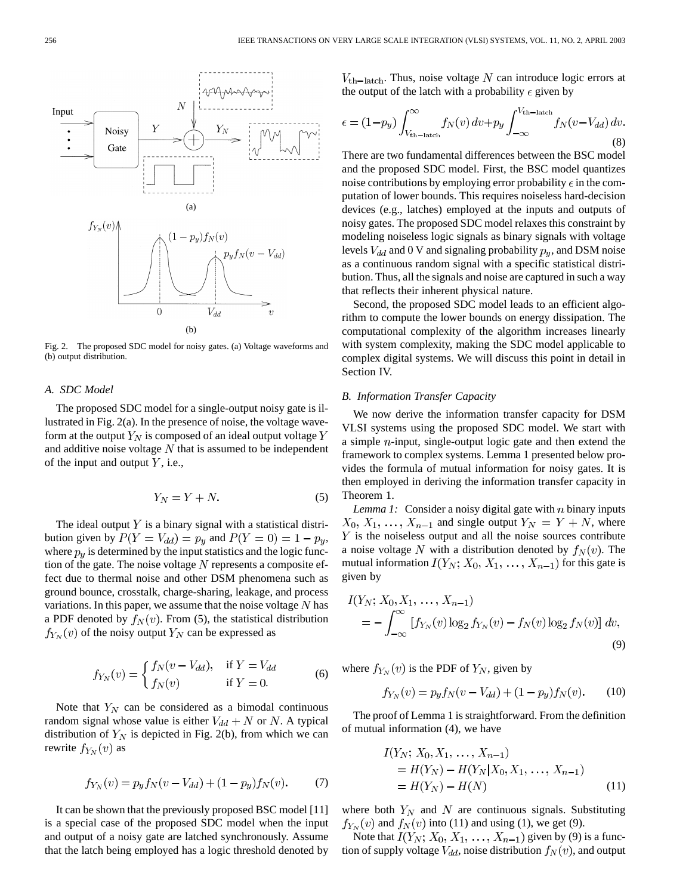Fig. 2. The proposed SDC model for noisy gates. (a) Voltage waveforms and (b) output distribution.

### A. SDC Model

The proposed SDC model for a single-output noisy gate is illustrated in Fig. 2(a). In the presence of noise, the voltage waveform at the output $Y_N$ is composed of an ideal output voltage $Y$ and additive noise voltage $N$ that is assumed to be independent of the input and output $Y$, i.e.,

$$Y_N = Y + N. \tag{5}$$

The ideal output $Y$ is a binary signal with a statistical distribution given by $P(Y = V_{dd}) = p_y$ and $P(Y = 0) = 1 - p_y$, where $p_y$ is determined by the input statistics and the logic function of the gate. The noise voltage $N$ represents a composite effect due to thermal noise and other DSM phenomena such as ground bounce, crosstalk, charge-sharing, leakage, and process variations. In this paper, we assume that the noise voltage $N$ has a PDF denoted by $f_N(v)$. From (5), the statistical distribution $f_{Y_N}(v)$ of the noisy output $Y_N$ can be expressed as

$$f_{Y_N}(v) = \begin{cases} f_N(v - V_{dd}), & \text{if } Y = V_{dd} \\ f_N(v) & \text{if } Y = 0. \end{cases} \tag{6}$$

Note that $Y_N$ can be considered as a bimodal continuous random signal whose value is either $V_{dd} + N$ or $N$. A typical distribution of $Y_N$ is depicted in Fig. 2(b), from which we can rewrite $f_{Y_N}(v)$ as

$$f_{Y_N}(v) = p_y f_N(v - V_{dd}) + (1 - p_y) f_N(v). \tag{7}$$

It can be shown that the previously proposed BSC model [11] is a special case of the proposed SDC model when the input and output of a noisy gate are latched synchronously. Assume that the latch being employed has a logic threshold denoted by $V_{\text{th-latch}}$. Thus, noise voltage $N$ can introduce logic errors at the output of the latch with a probability $\epsilon$ given by

$$\epsilon = (1-p_y)\int_{V_{\text{th-latch}}}^{\infty} f_N(v)\,dv + p_y \int_{-\infty}^{V_{\text{th-latch}}} f_N(v - V_{dd})\,dv. \tag{8}$$

There are two fundamental differences between the BSC model and the proposed SDC model. First, the BSC model quantizes noise contributions by employing error probability $\epsilon$ in the computation of lower bounds. This requires noiseless hard-decision devices (e.g., latches) employed at the inputs and outputs of noisy gates. The proposed SDC model relaxes this constraint by modeling noiseless logic signals as binary signals with voltage levels $V_{dd}$ and 0 V and signaling probability $p_y$, and DSM noise as a continuous random signal with a specific statistical distribution. Thus, all the signals and noise are captured in such a way that reflects their inherent physical nature.

Second, the proposed SDC model leads to an efficient algorithm to compute the lower bounds on energy dissipation. The computational complexity of the algorithm increases linearly with system complexity, making the SDC model applicable to complex digital systems. We will discuss this point in detail in Section IV.

### B. Information Transfer Capacity

We now derive the information transfer capacity for DSM VLSI systems using the proposed SDC model. We start with a simple $n$-input, single-output logic gate and then extend the framework to complex systems. Lemma 1 presented below provides the formula of mutual information for noisy gates. It is then employed in deriving the information transfer capacity in Theorem 1.

*Lemma 1:* Consider a noisy digital gate with $n$ binary inputs $X_0, X_1, \ldots, X_{n-1}$ and single output $Y_N = Y + N$, where $Y$ is the noiseless output and all the noise sources contribute a noise voltage $N$ with a distribution denoted by $f_N(v)$. The mutual information $I(Y_N; X_0, X_1, \ldots, X_{n-1})$ for this gate is given by

$$\begin{aligned} I(Y_N;\, &X_0, X_1, \ldots, X_{n-1}) \\ &= -\int_{-\infty}^{\infty} \left[ f_{Y_N}(v)\log_2 f_{Y_N}(v) - f_N(v)\log_2 f_N(v) \right] dv, \end{aligned} \tag{9}$$

where $f_{Y_N}(v)$ is the PDF of $Y_N$, given by

$$f_{Y_N}(v) = p_y f_N(v - V_{dd}) + (1 - p_y) f_N(v). \tag{10}$$

The proof of Lemma 1 is straightforward. From the definition of mutual information (4), we have

$$\begin{aligned} I(Y_N;\, &X_0, X_1, \ldots, X_{n-1}) \\ &= H(Y_N) - H(Y_N | X_0, X_1, \ldots, X_{n-1}) \\ &= H(Y_N) - H(N) \end{aligned} \tag{11}$$

where both $Y_N$ and $N$ are continuous signals. Substituting $f_{Y_N}(v)$ and $f_N(v)$ into (11) and using (1), we get (9).

Note that $I(Y_N; X_0, X_1, \ldots, X_{n-1})$ given by (9) is a function of supply voltage $V_{dd}$, noise distribution $f_N(v)$, and output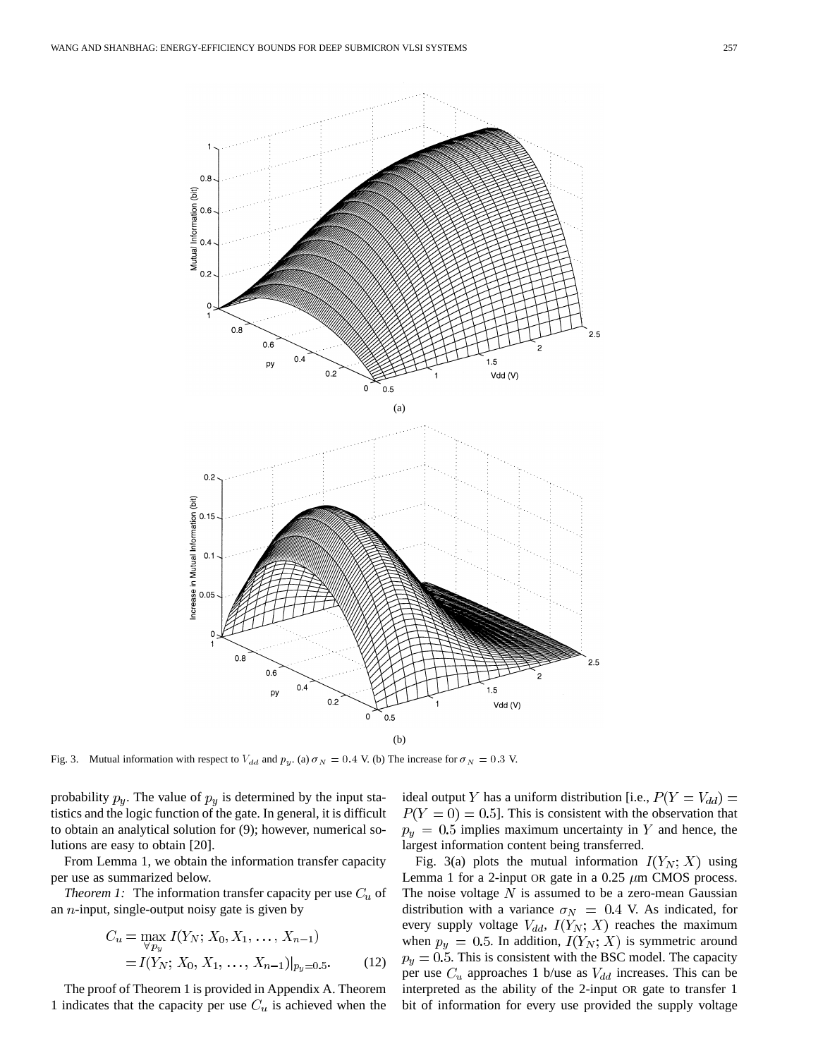Fig. 3. Mutual information with respect to $V_{dd}$ and $p_y$. (a) $\sigma_N = 0.4$ V. (b) The increase for $\sigma_N = 0.3$ V.

probability $p_y$. The value of $p_y$ is determined by the input statistics and the logic function of the gate. In general, it is difficult to obtain an analytical solution for (9); however, numerical solutions are easy to obtain [20].

From Lemma 1, we obtain the information transfer capacity per use as summarized below.

*Theorem 1:* The information transfer capacity per use $C_u$ of an $n$-input, single-output noisy gate is given by

$$
\begin{aligned}
C_u &= \max_{\forall p_y} I(Y_N; X_0, X_1, \ldots, X_{n-1}) \\
&= I(Y_N; X_0, X_1, \ldots, X_{n-1})|_{p_y=0.5}. \qquad (12)
\end{aligned}
$$

The proof of Theorem 1 is provided in Appendix A. Theorem 1 indicates that the capacity per use $C_u$ is achieved when the ideal output $Y$ has a uniform distribution [i.e., $P(Y = V_{dd}) = P(Y = 0) = 0.5$]. This is consistent with the observation that $p_y = 0.5$ implies maximum uncertainty in $Y$ and hence, the largest information content being transferred.

Fig. 3(a) plots the mutual information $I(Y_N; X)$ using Lemma 1 for a 2-input OR gate in a 0.25 $\mu$m CMOS process. The noise voltage $N$ is assumed to be a zero-mean Gaussian distribution with a variance $\sigma_N = 0.4$ V. As indicated, for every supply voltage $V_{dd}$, $I(Y_N; X)$ reaches the maximum when $p_y = 0.5$. In addition, $I(Y_N; X)$ is symmetric around $p_y = 0.5$. This is consistent with the BSC model. The capacity per use $C_u$ approaches 1 b/use as $V_{dd}$ increases. This can be interpreted as the ability of the 2-input OR gate to transfer 1 bit of information for every use provided the supply voltage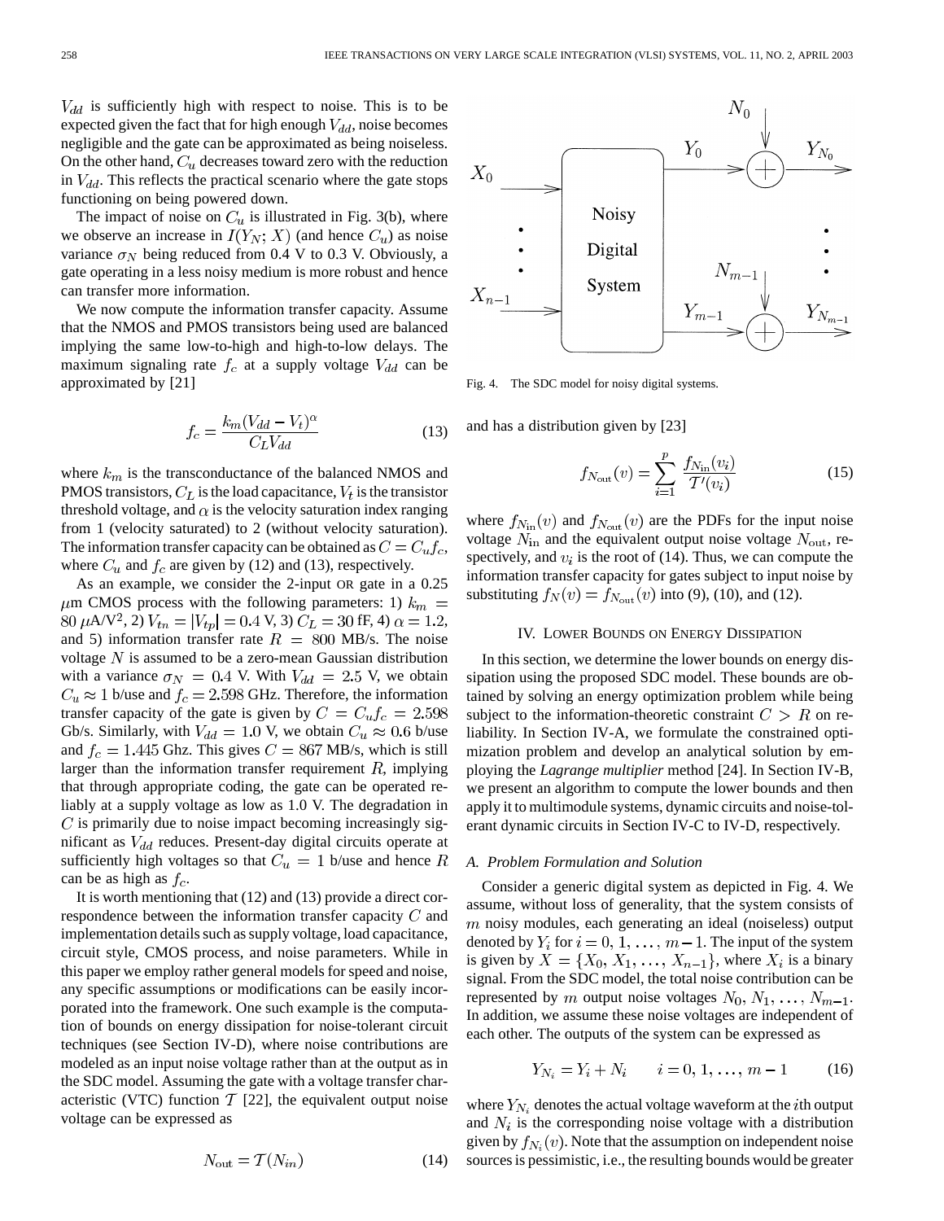$V_{dd}$ is sufficiently high with respect to noise. This is to be expected given the fact that for high enough $V_{dd}$, noise becomes negligible and the gate can be approximated as being noiseless. On the other hand, $C_u$ decreases toward zero with the reduction in $V_{dd}$. This reflects the practical scenario where the gate stops functioning on being powered down.

The impact of noise on $C_u$ is illustrated in Fig. 3(b), where we observe an increase in $I(Y_N; X)$ (and hence $C_u$) as noise variance $\sigma_N$ being reduced from 0.4 V to 0.3 V. Obviously, a gate operating in a less noisy medium is more robust and hence can transfer more information.

We now compute the information transfer capacity. Assume that the NMOS and PMOS transistors being used are balanced implying the same low-to-high and high-to-low delays. The maximum signaling rate $f_c$ at a supply voltage $V_{dd}$ can be approximated by [21]

$$f_c = \frac{k_m (V_{dd} - V_t)^\alpha}{C_L V_{dd}} \tag{13}$$

where $k_m$ is the transconductance of the balanced NMOS and PMOS transistors, $C_L$ is the load capacitance, $V_t$ is the transistor threshold voltage, and $\alpha$ is the velocity saturation index ranging from 1 (velocity saturated) to 2 (without velocity saturation). The information transfer capacity can be obtained as $C = C_u f_c$, where $C_u$ and $f_c$ are given by (12) and (13), respectively.

As an example, we consider the 2-input OR gate in a 0.25 $\mu$m CMOS process with the following parameters: 1) $k_m = 80\ \mu\text{A/V}^2$, 2) $V_{tn} = |V_{tp}| = 0.4$ V, 3) $C_L = 30$ fF, 4) $\alpha = 1.2$, and 5) information transfer rate $R = 800$ MB/s. The noise voltage $N$ is assumed to be a zero-mean Gaussian distribution with a variance $\sigma_N = 0.4$ V. With $V_{dd} = 2.5$ V, we obtain $C_u \approx 1$ b/use and $f_c = 2.598$ GHz. Therefore, the information transfer capacity of the gate is given by $C = C_u f_c = 2.598$ Gb/s. Similarly, with $V_{dd} = 1.0$ V, we obtain $C_u \approx 0.6$ b/use and $f_c = 1.445$ Ghz. This gives $C = 867$ MB/s, which is still larger than the information transfer requirement $R$, implying that through appropriate coding, the gate can be operated reliably at a supply voltage as low as 1.0 V. The degradation in $C$ is primarily due to noise impact becoming increasingly significant as $V_{dd}$ reduces. Present-day digital circuits operate at sufficiently high voltages so that $C_u = 1$ b/use and hence $R$ can be as high as $f_c$.

It is worth mentioning that (12) and (13) provide a direct correspondence between the information transfer capacity $C$ and implementation details such as supply voltage, load capacitance, circuit style, CMOS process, and noise parameters. While in this paper we employ rather general models for speed and noise, any specific assumptions or modifications can be easily incorporated into the framework. One such example is the computation of bounds on energy dissipation for noise-tolerant circuit techniques (see Section IV-D), where noise contributions are modeled as an input noise voltage rather than at the output as in the SDC model. Assuming the gate with a voltage transfer characteristic (VTC) function $\mathcal{T}$ [22], the equivalent output noise voltage can be expressed as

$$N_{\text{out}} = \mathcal{T}(N_{in}) \tag{14}$$

Fig. 4. The SDC model for noisy digital systems.

and has a distribution given by [23]

$$f_{N_{\text{out}}}(v) = \sum_{i=1}^{p} \frac{f_{N_{\text{in}}}(v_i)}{\mathcal{T}'(v_i)} \tag{15}$$

where $f_{N_{\text{in}}}(v)$ and $f_{N_{\text{out}}}(v)$ are the PDFs for the input noise voltage $N_{\text{in}}$ and the equivalent output noise voltage $N_{\text{out}}$, respectively, and $v_i$ is the root of (14). Thus, we can compute the information transfer capacity for gates subject to input noise by substituting $f_N(v) = f_{N_{\text{out}}}(v)$ into (9), (10), and (12).

## IV. Lower Bounds on Energy Dissipation

In this section, we determine the lower bounds on energy dissipation using the proposed SDC model. These bounds are obtained by solving an energy optimization problem while being subject to the information-theoretic constraint $C > R$ on reliability. In Section IV-A, we formulate the constrained optimization problem and develop an analytical solution by employing the *Lagrange multiplier* method [24]. In Section IV-B, we present an algorithm to compute the lower bounds and then apply it to multimodule systems, dynamic circuits and noise-tolerant dynamic circuits in Section IV-C to IV-D, respectively.

### A. Problem Formulation and Solution

Consider a generic digital system as depicted in Fig. 4. We assume, without loss of generality, that the system consists of $m$ noisy modules, each generating an ideal (noiseless) output denoted by $Y_i$ for $i = 0, 1, \ldots, m-1$. The input of the system is given by $X = \{X_0, X_1, \ldots, X_{n-1}\}$, where $X_i$ is a binary signal. From the SDC model, the total noise contribution can be represented by $m$ output noise voltages $N_0, N_1, \ldots, N_{m-1}$. In addition, we assume these noise voltages are independent of each other. The outputs of the system can be expressed as

$$Y_{N_i} = Y_i + N_i \qquad i = 0, 1, \ldots, m-1 \tag{16}$$

where $Y_{N_i}$ denotes the actual voltage waveform at the $i$th output and $N_i$ is the corresponding noise voltage with a distribution given by $f_{N_i}(v)$. Note that the assumption on independent noise sources is pessimistic, i.e., the resulting bounds would be greater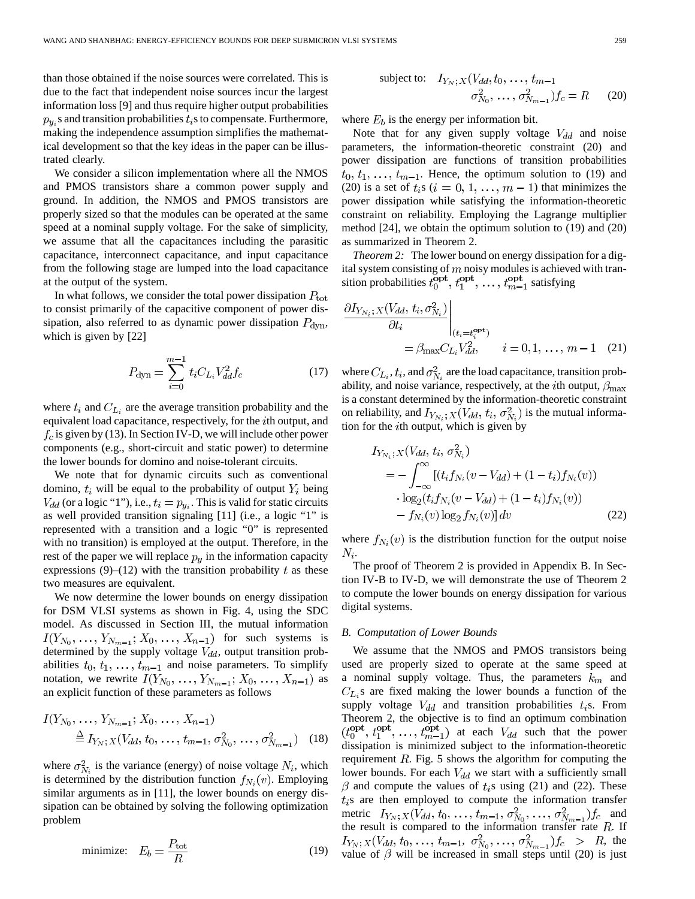than those obtained if the noise sources were correlated. This is due to the fact that independent noise sources incur the largest information loss [9] and thus require higher output probabilities $p_{y_i}$s and transition probabilities $t_i$s to compensate. Furthermore, making the independence assumption simplifies the mathematical development so that the key ideas in the paper can be illustrated clearly.

We consider a silicon implementation where all the NMOS and PMOS transistors share a common power supply and ground. In addition, the NMOS and PMOS transistors are properly sized so that the modules can be operated at the same speed at a nominal supply voltage. For the sake of simplicity, we assume that all the capacitances including the parasitic capacitance, interconnect capacitance, and input capacitance from the following stage are lumped into the load capacitance at the output of the system.

In what follows, we consider the total power dissipation $P_{\rm tot}$ to consist primarily of the capacitive component of power dissipation, also referred to as dynamic power dissipation $P_{\rm dyn}$, which is given by [22]

$$P_{\rm dyn} = \sum_{i=0}^{m-1} t_i C_{L_i} V_{dd}^2 f_c \tag{17}$$

where $t_i$ and $C_{L_i}$ are the average transition probability and the equivalent load capacitance, respectively, for the $i$th output, and $f_c$ is given by (13). In Section IV-D, we will include other power components (e.g., short-circuit and static power) to determine the lower bounds for domino and noise-tolerant circuits.

We note that for dynamic circuits such as conventional domino, $t_i$ will be equal to the probability of output $Y_i$ being $V_{dd}$ (or a logic "1"), i.e., $t_i = p_{y_i}$. This is valid for static circuits as well provided transition signaling [11] (i.e., a logic "1" is represented with a transition and a logic "0" is represented with no transition) is employed at the output. Therefore, in the rest of the paper we will replace $p_y$ in the information capacity expressions (9)–(12) with the transition probability $t$ as these two measures are equivalent.

We now determine the lower bounds on energy dissipation for DSM VLSI systems as shown in Fig. 4, using the SDC model. As discussed in Section III, the mutual information $I(Y_{N_0}, \ldots, Y_{N_{m-1}}; X_0, \ldots, X_{n-1})$ for such systems is determined by the supply voltage $V_{dd}$, output transition probabilities $t_0, t_1, \ldots, t_{m-1}$ and noise parameters. To simplify notation, we rewrite $I(Y_{N_0}, \ldots, Y_{N_{m-1}}; X_0, \ldots, X_{n-1})$ as an explicit function of these parameters as follows

$$\begin{aligned} I(Y_{N_0}, \ldots, Y_{N_{m-1}}; X_0, \ldots, X_{n-1}) \\ \triangleq I_{Y_N;X}(V_{dd}, t_0, \ldots, t_{m-1}, \sigma_{N_0}^2, \ldots, \sigma_{N_{m-1}}^2) \end{aligned} \tag{18}$$

where $\sigma_{N_i}^2$ is the variance (energy) of noise voltage $N_i$, which is determined by the distribution function $f_{N_i}(v)$. Employing similar arguments as in [11], the lower bounds on energy dissipation can be obtained by solving the following optimization problem

$$\text{minimize:} \quad E_b = \frac{P_{\rm tot}}{R} \tag{19}$$

$$\begin{aligned} \text{subject to:} \quad I_{Y_N;X}(V_{dd}, t_0, \ldots, t_{m-1} \\ \sigma_{N_0}^2, \ldots, \sigma_{N_{m-1}}^2) f_c = R \end{aligned} \tag{20}$$

where $E_b$ is the energy per information bit.

Note that for any given supply voltage $V_{dd}$ and noise parameters, the information-theoretic constraint (20) and power dissipation are functions of transition probabilities $t_0, t_1, \ldots, t_{m-1}$. Hence, the optimum solution to (19) and (20) is a set of $t_i$s ($i = 0, 1, \ldots, m-1$) that minimizes the power dissipation while satisfying the information-theoretic constraint on reliability. Employing the Lagrange multiplier method [24], we obtain the optimum solution to (19) and (20) as summarized in Theorem 2.

*Theorem 2:* The lower bound on energy dissipation for a digital system consisting of $m$ noisy modules is achieved with transition probabilities $t_0^{\rm opt}, t_1^{\rm opt}, \ldots, t_{m-1}^{\rm opt}$ satisfying

$$\left. \frac{\partial I_{Y_{N_i};X}(V_{dd}, t_i, \sigma_{N_i}^2)}{\partial t_i} \right|_{(t_i = t_i^{\rm opt})} = \beta_{\max} C_{L_i} V_{dd}^2, \qquad i = 0, 1, \ldots, m-1 \tag{21}$$

where $C_{L_i}$, $t_i$, and $\sigma_{N_i}^2$ are the load capacitance, transition probability, and noise variance, respectively, at the $i$th output, $\beta_{\max}$ is a constant determined by the information-theoretic constraint on reliability, and $I_{Y_{N_i};X}(V_{dd}, t_i, \sigma_{N_i}^2)$ is the mutual information for the $i$th output, which is given by

$$\begin{aligned} I_{Y_{N_i};X}(V_{dd}, t_i, \sigma_{N_i}^2) &= -\int_{-\infty}^{\infty} [(t_i f_{N_i}(v - V_{dd}) + (1 - t_i) f_{N_i}(v)) \\ &\quad \cdot \log_2(t_i f_{N_i}(v - V_{dd}) + (1 - t_i) f_{N_i}(v)) \\ &\quad - f_{N_i}(v) \log_2 f_{N_i}(v)]\, dv \end{aligned} \tag{22}$$

where $f_{N_i}(v)$ is the distribution function for the output noise $N_i$.

The proof of Theorem 2 is provided in Appendix B. In Section IV-B to IV-D, we will demonstrate the use of Theorem 2 to compute the lower bounds on energy dissipation for various digital systems.

### B. Computation of Lower Bounds

We assume that the NMOS and PMOS transistors being used are properly sized to operate at the same speed at a nominal supply voltage. Thus, the parameters $k_m$ and $C_{L_i}$s are fixed making the lower bounds a function of the supply voltage $V_{dd}$ and transition probabilities $t_i$s. From Theorem 2, the objective is to find an optimum combination $(t_0^{\rm opt}, t_1^{\rm opt}, \ldots, t_{m-1}^{\rm opt})$ at each $V_{dd}$ such that the power dissipation is minimized subject to the information-theoretic requirement $R$. Fig. 5 shows the algorithm for computing the lower bounds. For each $V_{dd}$ we start with a sufficiently small $\beta$ and compute the values of $t_i$s using (21) and (22). These $t_i$s are then employed to compute the information transfer metric $I_{Y_N;X}(V_{dd}, t_0, \ldots, t_{m-1}, \sigma_{N_0}^2, \ldots, \sigma_{N_{m-1}}^2) f_c$ and the result is compared to the information transfer rate $R$. If $I_{Y_N;X}(V_{dd}, t_0, \ldots, t_{m-1}, \sigma_{N_0}^2, \ldots, \sigma_{N_{m-1}}^2) f_c > R$, the value of $\beta$ will be increased in small steps until (20) is just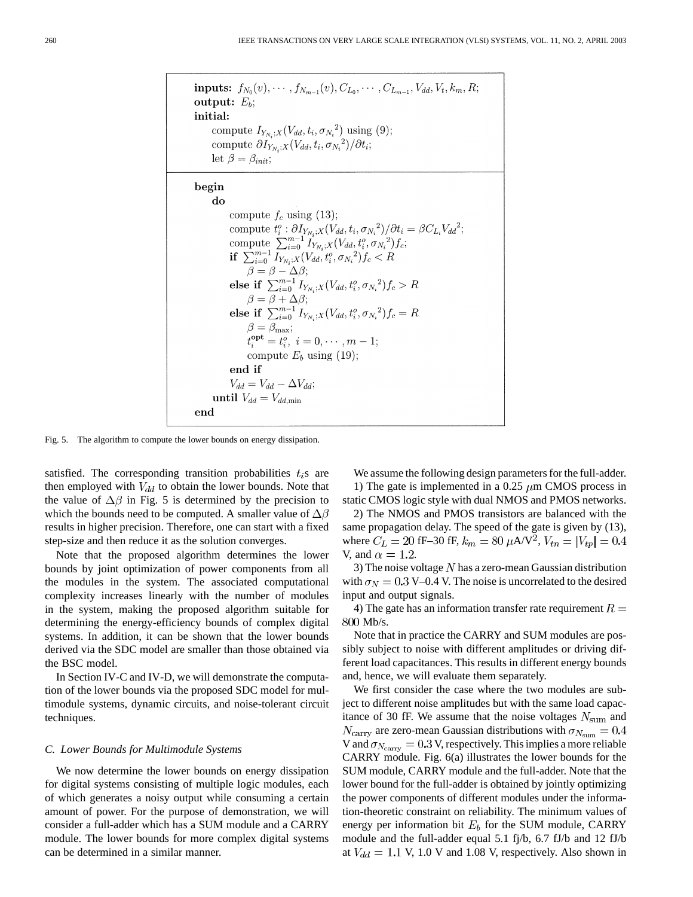```
inputs: f_{N_0}(v), ..., f_{N_{m-1}}(v), C_{L_0}, ..., C_{L_{m-1}}, V_dd, V_t, k_m, R;
output: E_b;
initial:
    compute I_{Y_{N_i};X}(V_dd, t_i, σ_{N_i}^2) using (9);
    compute ∂I_{Y_{N_i};X}(V_dd, t_i, σ_{N_i}^2)/∂t_i;
    let β = β_init;

begin
    do
        compute f_c using (13);
        compute t_i^o : ∂I_{Y_{N_i};X}(V_dd, t_i, σ_{N_i}^2)/∂t_i = β C_{L_i} V_dd^2;
        compute Σ_{i=0}^{m-1} I_{Y_{N_i};X}(V_dd, t_i^o, σ_{N_i}^2) f_c;
        if Σ_{i=0}^{m-1} I_{Y_{N_i};X}(V_dd, t_i^o, σ_{N_i}^2) f_c < R
            β = β − Δβ;
        else if Σ_{i=0}^{m-1} I_{Y_{N_i};X}(V_dd, t_i^o, σ_{N_i}^2) f_c > R
            β = β + Δβ;
        else if Σ_{i=0}^{m-1} I_{Y_{N_i};X}(V_dd, t_i^o, σ_{N_i}^2) f_c = R
            β = β_max;
            t_i^opt = t_i^o, i = 0, ..., m − 1;
            compute E_b using (19);
        end if
        V_dd = V_dd − ΔV_dd;
    until V_dd = V_dd,min
end
```

Fig. 5. The algorithm to compute the lower bounds on energy dissipation.

satisfied. The corresponding transition probabilities $t_i$s are then employed with $V_{dd}$ to obtain the lower bounds. Note that the value of $\Delta\beta$ in Fig. 5 is determined by the precision to which the bounds need to be computed. A smaller value of $\Delta\beta$ results in higher precision. Therefore, one can start with a fixed step-size and then reduce it as the solution converges.

Note that the proposed algorithm determines the lower bounds by joint optimization of power components from all the modules in the system. The associated computational complexity increases linearly with the number of modules in the system, making the proposed algorithm suitable for determining the energy-efficiency bounds of complex digital systems. In addition, it can be shown that the lower bounds derived via the SDC model are smaller than those obtained via the BSC model.

In Section IV-C and IV-D, we will demonstrate the computation of the lower bounds via the proposed SDC model for multimodule systems, dynamic circuits, and noise-tolerant circuit techniques.

### C. Lower Bounds for Multimodule Systems

We now determine the lower bounds on energy dissipation for digital systems consisting of multiple logic modules, each of which generates a noisy output while consuming a certain amount of power. For the purpose of demonstration, we will consider a full-adder which has a SUM module and a CARRY module. The lower bounds for more complex digital systems can be determined in a similar manner.

We assume the following design parameters for the full-adder.

1) The gate is implemented in a 0.25 $\mu$m CMOS process in static CMOS logic style with dual NMOS and PMOS networks.

2) The NMOS and PMOS transistors are balanced with the same propagation delay. The speed of the gate is given by (13), where $C_L = 20$ fF–30 fF, $k_m = 80$ $\mu$A/V$^2$, $V_{tn} = |V_{tp}| = 0.4$ V, and $\alpha = 1.2$.

3) The noise voltage $N$ has a zero-mean Gaussian distribution with $\sigma_N = 0.3$ V–0.4 V. The noise is uncorrelated to the desired input and output signals.

4) The gate has an information transfer rate requirement $R = 800$ Mb/s.

Note that in practice the CARRY and SUM modules are possibly subject to noise with different amplitudes or driving different load capacitances. This results in different energy bounds and, hence, we will evaluate them separately.

We first consider the case where the two modules are subject to different noise amplitudes but with the same load capacitance of 30 fF. We assume that the noise voltages $N_{\text{sum}}$ and $N_{\text{carry}}$ are zero-mean Gaussian distributions with $\sigma_{N_{\text{sum}}} = 0.4$ V and $\sigma_{N_{\text{carry}}} = 0.3$ V, respectively. This implies a more reliable CARRY module. Fig. 6(a) illustrates the lower bounds for the SUM module, CARRY module and the full-adder. Note that the lower bound for the full-adder is obtained by jointly optimizing the power components of different modules under the information-theoretic constraint on reliability. The minimum values of energy per information bit $E_b$ for the SUM module, CARRY module and the full-adder equal 5.1 fj/b, 6.7 fJ/b and 12 fJ/b at $V_{dd} = 1.1$ V, 1.0 V and 1.08 V, respectively. Also shown in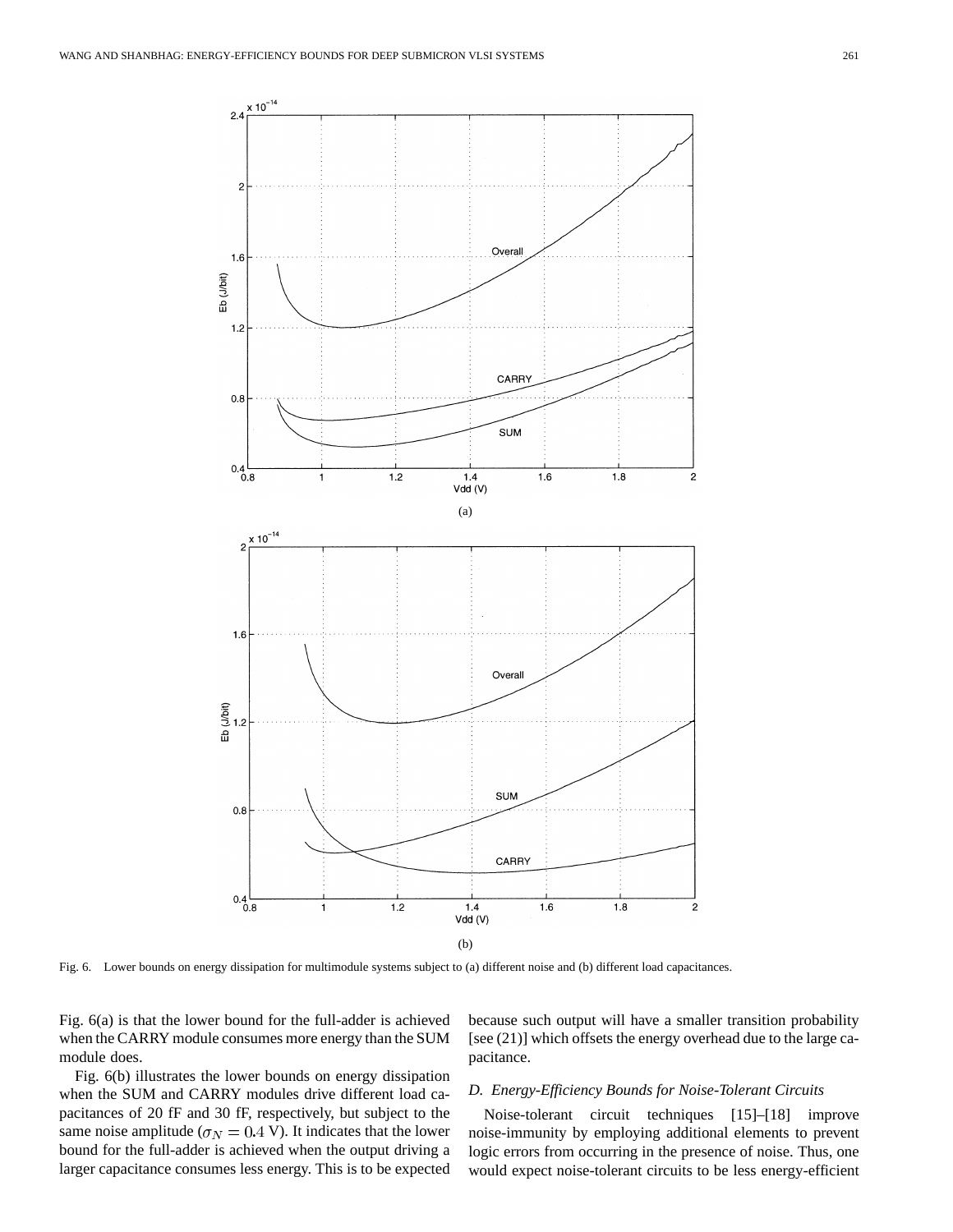Fig. 6. Lower bounds on energy dissipation for multimodule systems subject to (a) different noise and (b) different load capacitances.

Fig. 6(a) is that the lower bound for the full-adder is achieved when the CARRY module consumes more energy than the SUM module does.

Fig. 6(b) illustrates the lower bounds on energy dissipation when the SUM and CARRY modules drive different load capacitances of 20 fF and 30 fF, respectively, but subject to the same noise amplitude ($\sigma_N = 0.4$ V). It indicates that the lower bound for the full-adder is achieved when the output driving a larger capacitance consumes less energy. This is to be expected because such output will have a smaller transition probability [see (21)] which offsets the energy overhead due to the large capacitance.

### D. Energy-Efficiency Bounds for Noise-Tolerant Circuits

Noise-tolerant circuit techniques [15]–[18] improve noise-immunity by employing additional elements to prevent logic errors from occurring in the presence of noise. Thus, one would expect noise-tolerant circuits to be less energy-efficient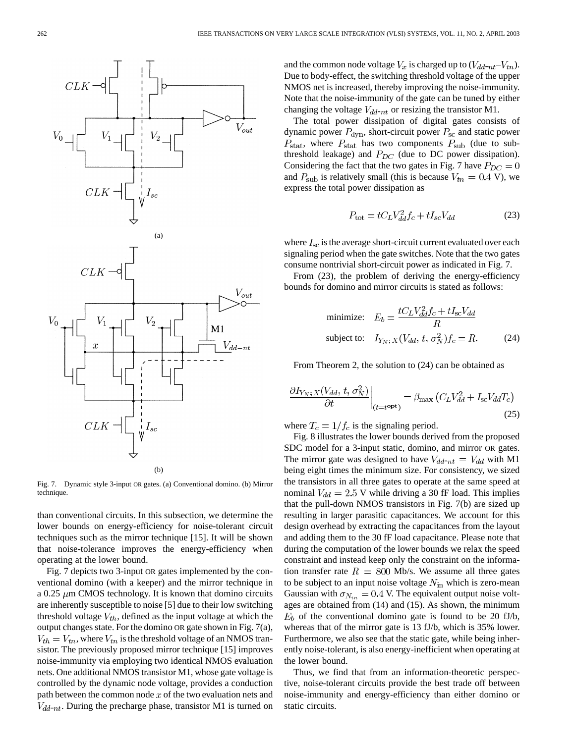Fig. 7. Dynamic style 3-input OR gates. (a) Conventional domino. (b) Mirror technique.

than conventional circuits. In this subsection, we determine the lower bounds on energy-efficiency for noise-tolerant circuit techniques such as the mirror technique [15]. It will be shown that noise-tolerance improves the energy-efficiency when operating at the lower bound.

Fig. 7 depicts two 3-input OR gates implemented by the conventional domino (with a keeper) and the mirror technique in a 0.25 $\mu$m CMOS technology. It is known that domino circuits are inherently susceptible to noise [5] due to their low switching threshold voltage $V_{th}$, defined as the input voltage at which the output changes state. For the domino OR gate shown in Fig. 7(a), $V_{th} = V_{tn}$, where $V_{tn}$ is the threshold voltage of an NMOS transistor. The previously proposed mirror technique [15] improves noise-immunity via employing two identical NMOS evaluation nets. One additional NMOS transistor M1, whose gate voltage is controlled by the dynamic node voltage, provides a conduction path between the common node $x$ of the two evaluation nets and $V_{dd\text{-}nt}$. During the precharge phase, transistor M1 is turned on and the common node voltage $V_x$ is charged up to $(V_{dd\text{-}nt} - V_{tn})$. Due to body-effect, the switching threshold voltage of the upper NMOS net is increased, thereby improving the noise-immunity. Note that the noise-immunity of the gate can be tuned by either changing the voltage $V_{dd\text{-}nt}$ or resizing the transistor M1.

The total power dissipation of digital gates consists of dynamic power $P_{\text{dyn}}$, short-circuit power $P_{\text{sc}}$ and static power $P_{\text{stat}}$, where $P_{\text{stat}}$ has two components $P_{\text{sub}}$ (due to subthreshold leakage) and $P_{DC}$ (due to DC power dissipation). Considering the fact that the two gates in Fig. 7 have $P_{DC} = 0$ and $P_{\text{sub}}$ is relatively small (this is because $V_{tn} = 0.4$ V), we express the total power dissipation as

$$P_{\text{tot}} = tC_L V_{dd}^2 f_c + tI_{\text{sc}} V_{dd} \tag{23}$$

where $I_{\text{sc}}$ is the average short-circuit current evaluated over each signaling period when the gate switches. Note that the two gates consume nontrivial short-circuit power as indicated in Fig. 7.

From (23), the problem of deriving the energy-efficiency bounds for domino and mirror circuits is stated as follows:

$$\begin{aligned} \text{minimize:} \quad & E_b = \frac{tC_L V_{dd}^2 f_c + tI_{\text{sc}} V_{dd}}{R} \\ \text{subject to:} \quad & I_{Y_N;X}(V_{dd}, t, \sigma_N^2) f_c = R. \end{aligned} \tag{24}$$

From Theorem 2, the solution to (24) can be obtained as

$$\left. \frac{\partial I_{Y_N;X}(V_{dd}, t, \sigma_N^2)}{\partial t} \right|_{(t=t^{\text{opt}})} = \beta_{\max} \left( C_L V_{dd}^2 + I_{\text{sc}} V_{dd} T_c \right) \tag{25}$$

where $T_c = 1/f_c$ is the signaling period.

Fig. 8 illustrates the lower bounds derived from the proposed SDC model for a 3-input static, domino, and mirror OR gates. The mirror gate was designed to have $V_{dd\text{-}nt} = V_{dd}$ with M1 being eight times the minimum size. For consistency, we sized the transistors in all three gates to operate at the same speed at nominal $V_{dd} = 2.5$ V while driving a 30 fF load. This implies that the pull-down NMOS transistors in Fig. 7(b) are sized up resulting in larger parasitic capacitances. We account for this design overhead by extracting the capacitances from the layout and adding them to the 30 fF load capacitance. Please note that during the computation of the lower bounds we relax the speed constraint and instead keep only the constraint on the information transfer rate $R = 800$ Mb/s. We assume all three gates to be subject to an input noise voltage $N_{\text{in}}$ which is zero-mean Gaussian with $\sigma_{N_{in}} = 0.4$ V. The equivalent output noise voltages are obtained from (14) and (15). As shown, the minimum $E_b$ of the conventional domino gate is found to be 20 fJ/b, whereas that of the mirror gate is 13 fJ/b, which is 35% lower. Furthermore, we also see that the static gate, while being inherently noise-tolerant, is also energy-inefficient when operating at the lower bound.

Thus, we find that from an information-theoretic perspective, noise-tolerant circuits provide the best trade off between noise-immunity and energy-efficiency than either domino or static circuits.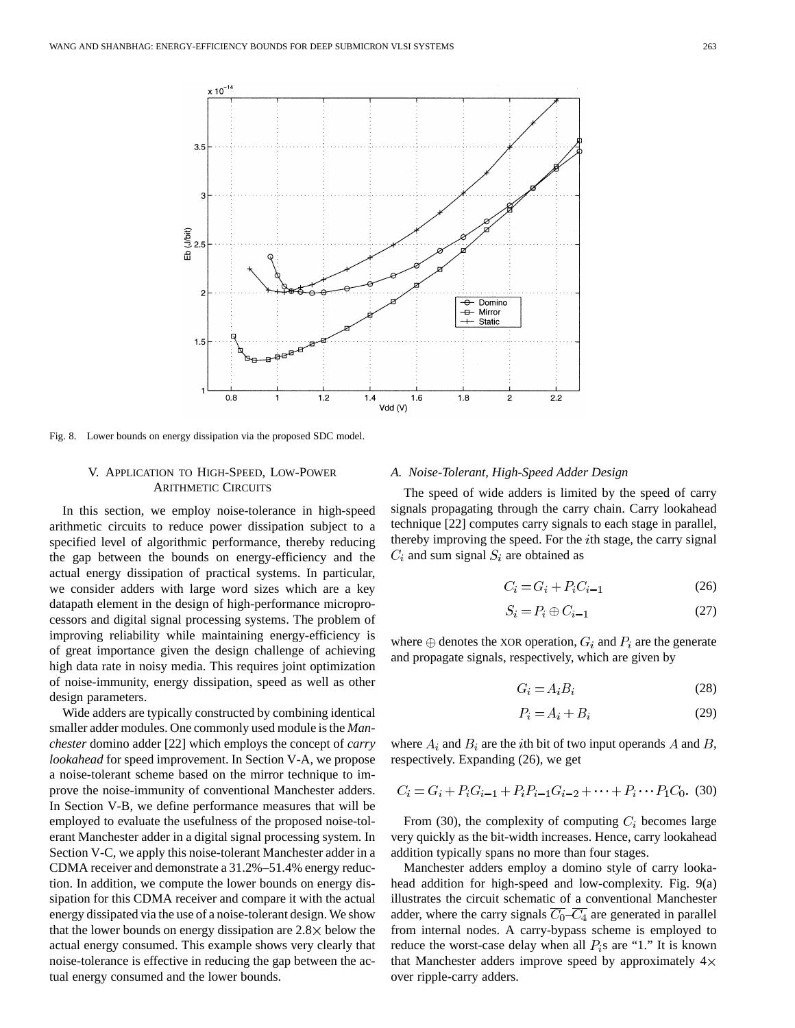x 10^-14

3.5

3

2.5

2

1.5

1

Eb (J/bit)

0.8 1 1.2 1.4 1.6 1.8 2 2.2

Vdd (V)

Domino
Mirror
Static

Fig. 8. Lower bounds on energy dissipation via the proposed SDC model.

## V. Application to High-Speed, Low-Power Arithmetic Circuits

In this section, we employ noise-tolerance in high-speed arithmetic circuits to reduce power dissipation subject to a specified level of algorithmic performance, thereby reducing the gap between the bounds on energy-efficiency and the actual energy dissipation of practical systems. In particular, we consider adders with large word sizes which are a key datapath element in the design of high-performance microprocessors and digital signal processing systems. The problem of improving reliability while maintaining energy-efficiency is of great importance given the design challenge of achieving high data rate in noisy media. This requires joint optimization of noise-immunity, energy dissipation, speed as well as other design parameters.

Wide adders are typically constructed by combining identical smaller adder modules. One commonly used module is the *Manchester* domino adder [22] which employs the concept of *carry lookahead* for speed improvement. In Section V-A, we propose a noise-tolerant scheme based on the mirror technique to improve the noise-immunity of conventional Manchester adders. In Section V-B, we define performance measures that will be employed to evaluate the usefulness of the proposed noise-tolerant Manchester adder in a digital signal processing system. In Section V-C, we apply this noise-tolerant Manchester adder in a CDMA receiver and demonstrate a 31.2%–51.4% energy reduction. In addition, we compute the lower bounds on energy dissipation for this CDMA receiver and compare it with the actual energy dissipated via the use of a noise-tolerant design. We show that the lower bounds on energy dissipation are 2.8× below the actual energy consumed. This example shows very clearly that noise-tolerance is effective in reducing the gap between the actual energy consumed and the lower bounds.

### A. Noise-Tolerant, High-Speed Adder Design

The speed of wide adders is limited by the speed of carry signals propagating through the carry chain. Carry lookahead technique [22] computes carry signals to each stage in parallel, thereby improving the speed. For the $i$th stage, the carry signal $C_i$ and sum signal $S_i$ are obtained as

$$C_i = G_i + P_i C_{i-1} \tag{26}$$

$$S_i = P_i \oplus C_{i-1} \tag{27}$$

where $\oplus$ denotes the XOR operation, $G_i$ and $P_i$ are the generate and propagate signals, respectively, which are given by

$$G_i = A_i B_i \tag{28}$$

$$P_i = A_i + B_i \tag{29}$$

where $A_i$ and $B_i$ are the $i$th bit of two input operands $A$ and $B$, respectively. Expanding (26), we get

$$C_i = G_i + P_i G_{i-1} + P_i P_{i-1} G_{i-2} + \cdots + P_i \cdots P_1 C_0. \tag{30}$$

From (30), the complexity of computing $C_i$ becomes large very quickly as the bit-width increases. Hence, carry lookahead addition typically spans no more than four stages.

Manchester adders employ a domino style of carry lookahead addition for high-speed and low-complexity. Fig. 9(a) illustrates the circuit schematic of a conventional Manchester adder, where the carry signals $\overline{C_0}$–$\overline{C_4}$ are generated in parallel from internal nodes. A carry-bypass scheme is employed to reduce the worst-case delay when all $P_i$s are "1." It is known that Manchester adders improve speed by approximately 4× over ripple-carry adders.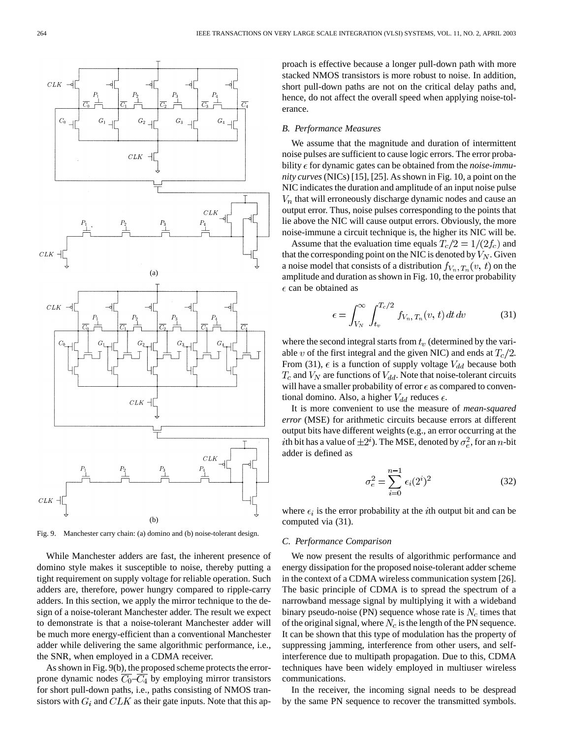Fig. 9. Manchester carry chain: (a) domino and (b) noise-tolerant design.

While Manchester adders are fast, the inherent presence of domino style makes it susceptible to noise, thereby putting a tight requirement on supply voltage for reliable operation. Such adders are, therefore, power hungry compared to ripple-carry adders. In this section, we apply the mirror technique to the design of a noise-tolerant Manchester adder. The result we expect to demonstrate is that a noise-tolerant Manchester adder will be much more energy-efficient than a conventional Manchester adder while delivering the same algorithmic performance, i.e., the SNR, when employed in a CDMA receiver.

As shown in Fig. 9(b), the proposed scheme protects the error-prone dynamic nodes $\overline{C_0}$–$\overline{C_4}$ by employing mirror transistors for short pull-down paths, i.e., paths consisting of NMOS transistors with $G_i$ and $CLK$ as their gate inputs. Note that this approach is effective because a longer pull-down path with more stacked NMOS transistors is more robust to noise. In addition, short pull-down paths are not on the critical delay paths and, hence, do not affect the overall speed when applying noise-tolerance.

### B. Performance Measures

We assume that the magnitude and duration of intermittent noise pulses are sufficient to cause logic errors. The error probability $\epsilon$ for dynamic gates can be obtained from the *noise-immunity curves* (NICs) [15], [25]. As shown in Fig. 10, a point on the NIC indicates the duration and amplitude of an input noise pulse $V_n$ that will erroneously discharge dynamic nodes and cause an output error. Thus, noise pulses corresponding to the points that lie above the NIC will cause output errors. Obviously, the more noise-immune a circuit technique is, the higher its NIC will be.

Assume that the evaluation time equals $T_c/2 = 1/(2f_c)$ and that the corresponding point on the NIC is denoted by $V_N$. Given a noise model that consists of a distribution $f_{V_n, T_n}(v, t)$ on the amplitude and duration as shown in Fig. 10, the error probability $\epsilon$ can be obtained as

$$\epsilon = \int_{V_N}^{\infty} \int_{t_v}^{T_c/2} f_{V_n, T_n}(v, t)\, dt\, dv \tag{31}$$

where the second integral starts from $t_v$ (determined by the variable $v$ of the first integral and the given NIC) and ends at $T_c/2$. From (31), $\epsilon$ is a function of supply voltage $V_{dd}$ because both $T_c$ and $V_N$ are functions of $V_{dd}$. Note that noise-tolerant circuits will have a smaller probability of error $\epsilon$ as compared to conventional domino. Also, a higher $V_{dd}$ reduces $\epsilon$.

It is more convenient to use the measure of *mean-squared error* (MSE) for arithmetic circuits because errors at different output bits have different weights (e.g., an error occurring at the $i$th bit has a value of $\pm 2^i$). The MSE, denoted by $\sigma_e^2$, for an $n$-bit adder is defined as

$$\sigma_e^2 = \sum_{i=0}^{n-1} \epsilon_i (2^i)^2 \tag{32}$$

where $\epsilon_i$ is the error probability at the $i$th output bit and can be computed via (31).

### C. Performance Comparison

We now present the results of algorithmic performance and energy dissipation for the proposed noise-tolerant adder scheme in the context of a CDMA wireless communication system [26]. The basic principle of CDMA is to spread the spectrum of a narrowband message signal by multiplying it with a wideband binary pseudo-noise (PN) sequence whose rate is $N_c$ times that of the original signal, where $N_c$ is the length of the PN sequence. It can be shown that this type of modulation has the property of suppressing jamming, interference from other users, and self-interference due to multipath propagation. Due to this, CDMA techniques have been widely employed in multiuser wireless communications.

In the receiver, the incoming signal needs to be despread by the same PN sequence to recover the transmitted symbols.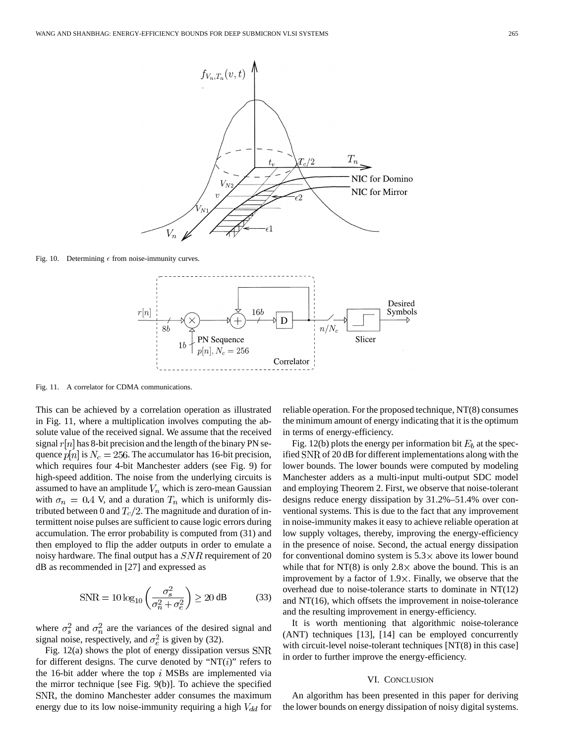Fig. 10. Determining $\epsilon$ from noise-immunity curves.

Fig. 11. A correlator for CDMA communications.

This can be achieved by a correlation operation as illustrated in Fig. 11, where a multiplication involves computing the absolute value of the received signal. We assume that the received signal $r[n]$ has 8-bit precision and the length of the binary PN sequence $p[n]$ is $N_c = 256$. The accumulator has 16-bit precision, which requires four 4-bit Manchester adders (see Fig. 9) for high-speed addition. The noise from the underlying circuits is assumed to have an amplitude $V_n$ which is zero-mean Gaussian with $\sigma_n = 0.4$ V, and a duration $T_n$ which is uniformly distributed between 0 and $T_c/2$. The magnitude and duration of intermittent noise pulses are sufficient to cause logic errors during accumulation. The error probability is computed from (31) and then employed to flip the adder outputs in order to emulate a noisy hardware. The final output has a $SNR$ requirement of 20 dB as recommended in [27] and expressed as

$$\mathrm{SNR} = 10\log_{10}\left(\frac{\sigma_s^2}{\sigma_n^2 + \sigma_e^2}\right) \geq 20 \text{ dB} \tag{33}$$

where $\sigma_s^2$ and $\sigma_n^2$ are the variances of the desired signal and signal noise, respectively, and $\sigma_e^2$ is given by (32).

Fig. 12(a) shows the plot of energy dissipation versus $\mathrm{SNR}$ for different designs. The curve denoted by "NT($i$)" refers to the 16-bit adder where the top $i$ MSBs are implemented via the mirror technique [see Fig. 9(b)]. To achieve the specified $\mathrm{SNR}$, the domino Manchester adder consumes the maximum energy due to its low noise-immunity requiring a high $V_{dd}$ for reliable operation. For the proposed technique, NT(8) consumes the minimum amount of energy indicating that it is the optimum in terms of energy-efficiency.

Fig. 12(b) plots the energy per information bit $E_b$ at the specified $\mathrm{SNR}$ of 20 dB for different implementations along with the lower bounds. The lower bounds were computed by modeling Manchester adders as a multi-input multi-output SDC model and employing Theorem 2. First, we observe that noise-tolerant designs reduce energy dissipation by 31.2%–51.4% over conventional systems. This is due to the fact that any improvement in noise-immunity makes it easy to achieve reliable operation at low supply voltages, thereby, improving the energy-efficiency in the presence of noise. Second, the actual energy dissipation for conventional domino system is 5.3× above its lower bound while that for NT(8) is only 2.8× above the bound. This is an improvement by a factor of 1.9×. Finally, we observe that the overhead due to noise-tolerance starts to dominate in NT(12) and NT(16), which offsets the improvement in noise-tolerance and the resulting improvement in energy-efficiency.

It is worth mentioning that algorithmic noise-tolerance (ANT) techniques [13], [14] can be employed concurrently with circuit-level noise-tolerant techniques [NT(8) in this case] in order to further improve the energy-efficiency.

## VI. Conclusion

An algorithm has been presented in this paper for deriving the lower bounds on energy dissipation of noisy digital systems.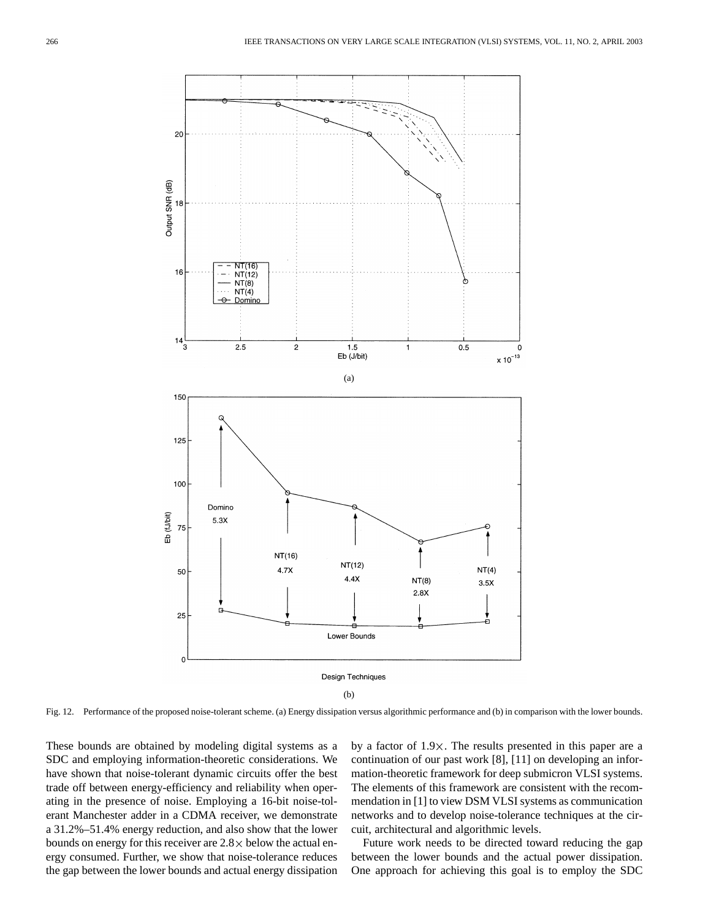Fig. 12. Performance of the proposed noise-tolerant scheme. (a) Energy dissipation versus algorithmic performance and (b) in comparison with the lower bounds.

These bounds are obtained by modeling digital systems as a SDC and employing information-theoretic considerations. We have shown that noise-tolerant dynamic circuits offer the best trade off between energy-efficiency and reliability when operating in the presence of noise. Employing a 16-bit noise-tolerant Manchester adder in a CDMA receiver, we demonstrate a 31.2%–51.4% energy reduction, and also show that the lower bounds on energy for this receiver are 2.8× below the actual energy consumed. Further, we show that noise-tolerance reduces the gap between the lower bounds and actual energy dissipation by a factor of 1.9×. The results presented in this paper are a continuation of our past work [8], [11] on developing an information-theoretic framework for deep submicron VLSI systems. The elements of this framework are consistent with the recommendation in [1] to view DSM VLSI systems as communication networks and to develop noise-tolerance techniques at the circuit, architectural and algorithmic levels.

Future work needs to be directed toward reducing the gap between the lower bounds and the actual power dissipation. One approach for achieving this goal is to employ the SDC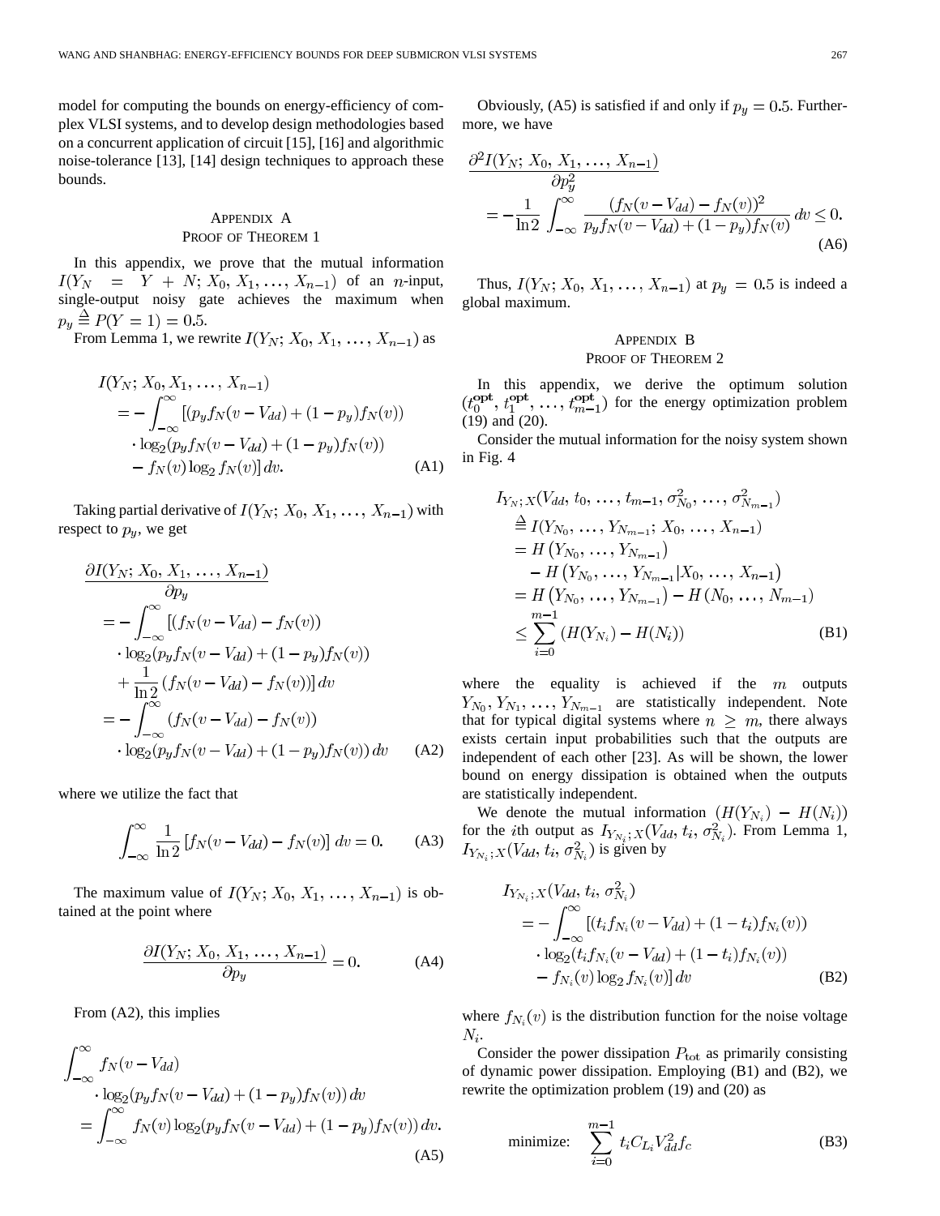model for computing the bounds on energy-efficiency of complex VLSI systems, and to develop design methodologies based on a concurrent application of circuit [15], [16] and algorithmic noise-tolerance [13], [14] design techniques to approach these bounds.

## Appendix A
### Proof of Theorem 1

In this appendix, we prove that the mutual information $I(Y_N = Y + N; X_0, X_1, \ldots, X_{n-1})$ of an $n$-input, single-output noisy gate achieves the maximum when $p_y \triangleq P(Y = 1) = 0.5$.

From Lemma 1, we rewrite $I(Y_N; X_0, X_1, \ldots, X_{n-1})$ as

$$
\begin{aligned}
I(Y_N; X_0, X_1, \ldots, X_{n-1}) &= -\int_{-\infty}^{\infty} [(p_y f_N(v - V_{dd}) + (1 - p_y) f_N(v)) \\
&\quad \cdot \log_2(p_y f_N(v - V_{dd}) + (1 - p_y) f_N(v)) \\
&\quad - f_N(v) \log_2 f_N(v)] \, dv. \qquad \text{(A1)}
\end{aligned}
$$

Taking partial derivative of $I(Y_N; X_0, X_1, \ldots, X_{n-1})$ with respect to $p_y$, we get

$$
\begin{aligned}
\frac{\partial I(Y_N; X_0, X_1, \ldots, X_{n-1})}{\partial p_y} &= -\int_{-\infty}^{\infty} [(f_N(v - V_{dd}) - f_N(v)) \\
&\quad \cdot \log_2(p_y f_N(v - V_{dd}) + (1 - p_y) f_N(v)) \\
&\quad + \frac{1}{\ln 2} (f_N(v - V_{dd}) - f_N(v))] \, dv \\
&= -\int_{-\infty}^{\infty} (f_N(v - V_{dd}) - f_N(v)) \\
&\quad \cdot \log_2(p_y f_N(v - V_{dd}) + (1 - p_y) f_N(v)) \, dv \qquad \text{(A2)}
\end{aligned}
$$

where we utilize the fact that

$$
\int_{-\infty}^{\infty} \frac{1}{\ln 2} [f_N(v - V_{dd}) - f_N(v)] \, dv = 0. \qquad \text{(A3)}
$$

The maximum value of $I(Y_N; X_0, X_1, \ldots, X_{n-1})$ is obtained at the point where

$$
\frac{\partial I(Y_N; X_0, X_1, \ldots, X_{n-1})}{\partial p_y} = 0. \qquad \text{(A4)}
$$

From (A2), this implies

$$
\begin{aligned}
&\int_{-\infty}^{\infty} f_N(v - V_{dd}) \\
&\quad \cdot \log_2(p_y f_N(v - V_{dd}) + (1 - p_y) f_N(v)) \, dv \\
&= \int_{-\infty}^{\infty} f_N(v) \log_2(p_y f_N(v - V_{dd}) + (1 - p_y) f_N(v)) \, dv. \qquad \text{(A5)}
\end{aligned}
$$

Obviously, (A5) is satisfied if and only if $p_y = 0.5$. Furthermore, we have

$$
\begin{aligned}
&\frac{\partial^2 I(Y_N; X_0, X_1, \ldots, X_{n-1})}{\partial p_y^2} \\
&= -\frac{1}{\ln 2} \int_{-\infty}^{\infty} \frac{(f_N(v - V_{dd}) - f_N(v))^2}{p_y f_N(v - V_{dd}) + (1 - p_y) f_N(v)} \, dv \leq 0. \qquad \text{(A6)}
\end{aligned}
$$

Thus, $I(Y_N; X_0, X_1, \ldots, X_{n-1})$ at $p_y = 0.5$ is indeed a global maximum.

## Appendix B
### Proof of Theorem 2

In this appendix, we derive the optimum solution $(t_0^{\text{opt}}, t_1^{\text{opt}}, \ldots, t_{m-1}^{\text{opt}})$ for the energy optimization problem (19) and (20).

Consider the mutual information for the noisy system shown in Fig. 4

$$
\begin{aligned}
&I_{Y_N; X}(V_{dd}, t_0, \ldots, t_{m-1}, \sigma_{N_0}^2, \ldots, \sigma_{N_{m-1}}^2) \\
&\triangleq I(Y_{N_0}, \ldots, Y_{N_{m-1}}; X_0, \ldots, X_{n-1}) \\
&= H(Y_{N_0}, \ldots, Y_{N_{m-1}}) \\
&\quad - H(Y_{N_0}, \ldots, Y_{N_{m-1}} | X_0, \ldots, X_{n-1}) \\
&= H(Y_{N_0}, \ldots, Y_{N_{m-1}}) - H(N_0, \ldots, N_{m-1}) \\
&\leq \sum_{i=0}^{m-1} (H(Y_{N_i}) - H(N_i)) \qquad \text{(B1)}
\end{aligned}
$$

where the equality is achieved if the $m$ outputs $Y_{N_0}, Y_{N_1}, \ldots, Y_{N_{m-1}}$ are statistically independent. Note that for typical digital systems where $n \geq m$, there always exists certain input probabilities such that the outputs are independent of each other [23]. As will be shown, the lower bound on energy dissipation is obtained when the outputs are statistically independent.

We denote the mutual information $(H(Y_{N_i}) - H(N_i))$ for the $i$th output as $I_{Y_{N_i}; X}(V_{dd}, t_i, \sigma_{N_i}^2)$. From Lemma 1, $I_{Y_{N_i}; X}(V_{dd}, t_i, \sigma_{N_i}^2)$ is given by

$$
\begin{aligned}
I_{Y_{N_i}; X}(V_{dd}, t_i, \sigma_{N_i}^2) &= -\int_{-\infty}^{\infty} [(t_i f_{N_i}(v - V_{dd}) + (1 - t_i) f_{N_i}(v)) \\
&\quad \cdot \log_2(t_i f_{N_i}(v - V_{dd}) + (1 - t_i) f_{N_i}(v)) \\
&\quad - f_{N_i}(v) \log_2 f_{N_i}(v)] \, dv \qquad \text{(B2)}
\end{aligned}
$$

where $f_{N_i}(v)$ is the distribution function for the noise voltage $N_i$.

Consider the power dissipation $P_{\text{tot}}$ as primarily consisting of dynamic power dissipation. Employing (B1) and (B2), we rewrite the optimization problem (19) and (20) as

$$
\text{minimize:} \quad \sum_{i=0}^{m-1} t_i C_{L_i} V_{dd}^2 f_c \qquad \text{(B3)}
$$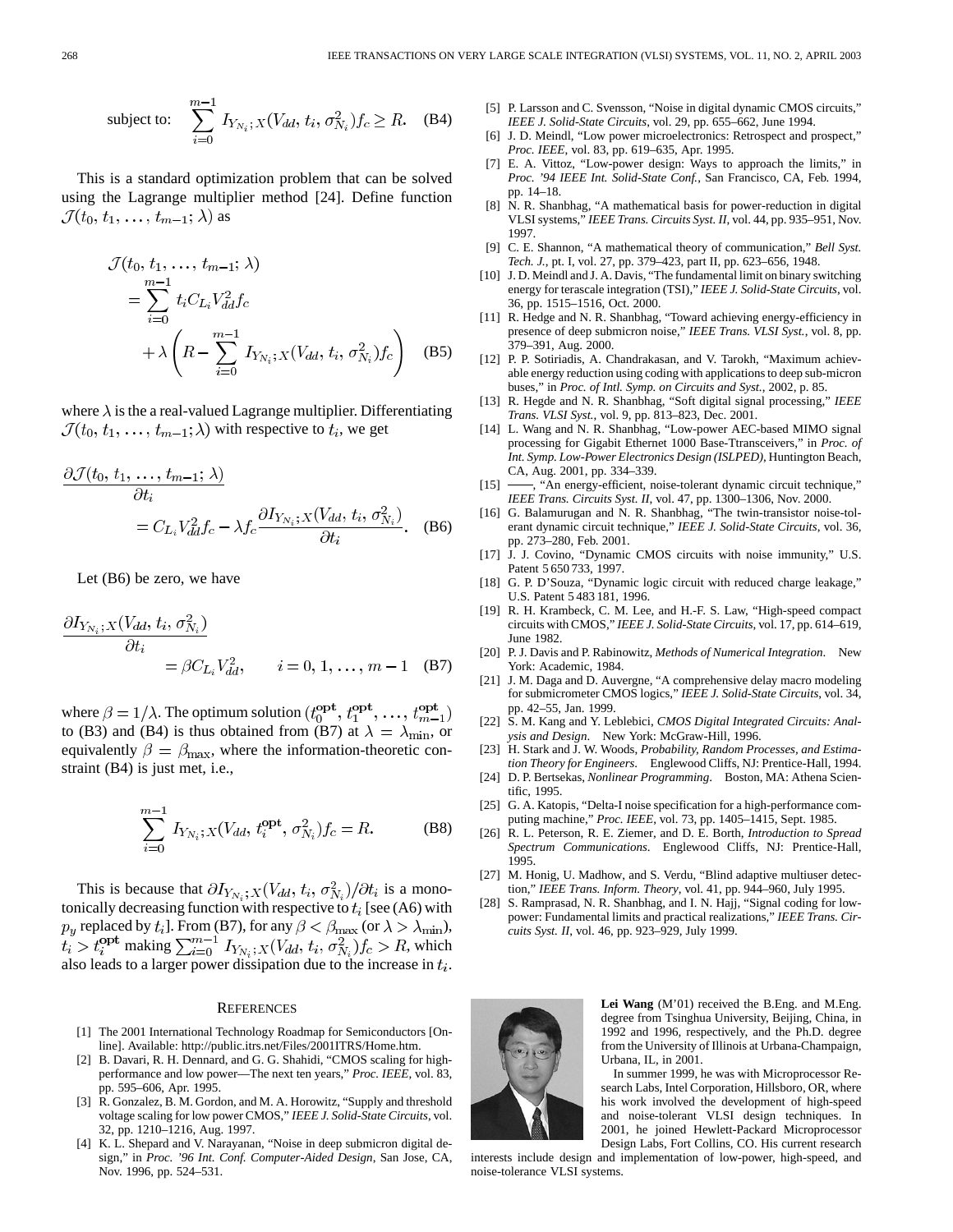$$\text{subject to:} \quad \sum_{i=0}^{m-1} I_{Y_{N_i};X}(V_{dd}, t_i, \sigma_{N_i}^2) f_c \geq R. \quad \text{(B4)}$$

This is a standard optimization problem that can be solved using the Lagrange multiplier method [24]. Define function $\mathcal{J}(t_0, t_1, \ldots, t_{m-1}; \lambda)$ as

$$\begin{aligned} \mathcal{J}(t_0, t_1, \ldots, t_{m-1}; \lambda) &= \sum_{i=0}^{m-1} t_i C_{L_i} V_{dd}^2 f_c \\ &\quad + \lambda \left( R - \sum_{i=0}^{m-1} I_{Y_{N_i};X}(V_{dd}, t_i, \sigma_{N_i}^2) f_c \right) \end{aligned} \quad \text{(B5)}$$

where $\lambda$ is the a real-valued Lagrange multiplier. Differentiating $\mathcal{J}(t_0, t_1, \ldots, t_{m-1}; \lambda)$ with respective to $t_i$, we get

$$\frac{\partial \mathcal{J}(t_0, t_1, \ldots, t_{m-1}; \lambda)}{\partial t_i} = C_{L_i} V_{dd}^2 f_c - \lambda f_c \frac{\partial I_{Y_{N_i};X}(V_{dd}, t_i, \sigma_{N_i}^2)}{\partial t_i}. \quad \text{(B6)}$$

Let (B6) be zero, we have

$$\frac{\partial I_{Y_{N_i};X}(V_{dd}, t_i, \sigma_{N_i}^2)}{\partial t_i} = \beta C_{L_i} V_{dd}^2, \qquad i = 0, 1, \ldots, m-1 \quad \text{(B7)}$$

where $\beta = 1/\lambda$. The optimum solution $(t_0^{\mathbf{opt}}, t_1^{\mathbf{opt}}, \ldots, t_{m-1}^{\mathbf{opt}})$ to (B3) and (B4) is thus obtained from (B7) at $\lambda = \lambda_{\min}$, or equivalently $\beta = \beta_{\max}$, where the information-theoretic constraint (B4) is just met, i.e.,

$$\sum_{i=0}^{m-1} I_{Y_{N_i};X}(V_{dd}, t_i^{\mathbf{opt}}, \sigma_{N_i}^2) f_c = R. \quad \text{(B8)}$$

This is because that $\partial I_{Y_{N_i};X}(V_{dd}, t_i, \sigma_{N_i}^2)/\partial t_i$ is a monotonically decreasing function with respective to $t_i$ [see (A6) with $p_y$ replaced by $t_i$]. From (B7), for any $\beta < \beta_{\max}$ (or $\lambda > \lambda_{\min}$), $t_i > t_i^{\mathbf{opt}}$ making $\sum_{i=0}^{m-1} I_{Y_{N_i};X}(V_{dd}, t_i, \sigma_{N_i}^2) f_c > R$, which also leads to a larger power dissipation due to the increase in $t_i$.

## References

[1] The 2001 International Technology Roadmap for Semiconductors [Online]. Available: http://public.itrs.net/Files/2001ITRS/Home.htm.

[2] B. Davari, R. H. Dennard, and G. G. Shahidi, "CMOS scaling for high-performance and low power—The next ten years," *Proc. IEEE*, vol. 83, pp. 595–606, Apr. 1995.

[3] R. Gonzalez, B. M. Gordon, and M. A. Horowitz, "Supply and threshold voltage scaling for low power CMOS," *IEEE J. Solid-State Circuits*, vol. 32, pp. 1210–1216, Aug. 1997.

[4] K. L. Shepard and V. Narayanan, "Noise in deep submicron digital design," in *Proc. '96 Int. Conf. Computer-Aided Design*, San Jose, CA, Nov. 1996, pp. 524–531.

[5] P. Larsson and C. Svensson, "Noise in digital dynamic CMOS circuits," *IEEE J. Solid-State Circuits*, vol. 29, pp. 655–662, June 1994.

[6] J. D. Meindl, "Low power microelectronics: Retrospect and prospect," *Proc. IEEE*, vol. 83, pp. 619–635, Apr. 1995.

[7] E. A. Vittoz, "Low-power design: Ways to approach the limits," in *Proc. '94 IEEE Int. Solid-State Conf.*, San Francisco, CA, Feb. 1994, pp. 14–18.

[8] N. R. Shanbhag, "A mathematical basis for power-reduction in digital VLSI systems," *IEEE Trans. Circuits Syst. II*, vol. 44, pp. 935–951, Nov. 1997.

[9] C. E. Shannon, "A mathematical theory of communication," *Bell Syst. Tech. J.*, pt. I, vol. 27, pp. 379–423, part II, pp. 623–656, 1948.

[10] J. D. Meindl and J. A. Davis, "The fundamental limit on binary switching energy for terascale integration (TSI)," *IEEE J. Solid-State Circuits*, vol. 36, pp. 1515–1516, Oct. 2000.

[11] R. Hedge and N. R. Shanbhag, "Toward achieving energy-efficiency in presence of deep submicron noise," *IEEE Trans. VLSI Syst.*, vol. 8, pp. 379–391, Aug. 2000.

[12] P. P. Sotiriadis, A. Chandrakasan, and V. Tarokh, "Maximum achievable energy reduction using coding with applications to deep sub-micron buses," in *Proc. of Intl. Symp. on Circuits and Syst.*, 2002, p. 85.

[13] R. Hegde and N. R. Shanbhag, "Soft digital signal processing," *IEEE Trans. VLSI Syst.*, vol. 9, pp. 813–823, Dec. 2001.

[14] L. Wang and N. R. Shanbhag, "Low-power AEC-based MIMO signal processing for Gigabit Ethernet 1000 Base-Ttransceivers," in *Proc. of Int. Symp. Low-Power Electronics Design (ISLPED)*, Huntington Beach, CA, Aug. 2001, pp. 334–339.

[15] ——, "An energy-efficient, noise-tolerant dynamic circuit technique," *IEEE Trans. Circuits Syst. II*, vol. 47, pp. 1300–1306, Nov. 2000.

[16] G. Balamurugan and N. R. Shanbhag, "The twin-transistor noise-tolerant dynamic circuit technique," *IEEE J. Solid-State Circuits*, vol. 36, pp. 273–280, Feb. 2001.

[17] J. J. Covino, "Dynamic CMOS circuits with noise immunity," U.S. Patent 5 650 733, 1997.

[18] G. P. D'Souza, "Dynamic logic circuit with reduced charge leakage," U.S. Patent 5 483 181, 1996.

[19] R. H. Krambeck, C. M. Lee, and H.-F. S. Law, "High-speed compact circuits with CMOS," *IEEE J. Solid-State Circuits*, vol. 17, pp. 614–619, June 1982.

[20] P. J. Davis and P. Rabinowitz, *Methods of Numerical Integration*. New York: Academic, 1984.

[21] J. M. Daga and D. Auvergne, "A comprehensive delay macro modeling for submicrometer CMOS logics," *IEEE J. Solid-State Circuits*, vol. 34, pp. 42–55, Jan. 1999.

[22] S. M. Kang and Y. Leblebici, *CMOS Digital Integrated Circuits: Analysis and Design*. New York: McGraw-Hill, 1996.

[23] H. Stark and J. W. Woods, *Probability, Random Processes, and Estimation Theory for Engineers*. Englewood Cliffs, NJ: Prentice-Hall, 1994.

[24] D. P. Bertsekas, *Nonlinear Programming*. Boston, MA: Athena Scientific, 1995.

[25] G. A. Katopis, "Delta-I noise specification for a high-performance computing machine," *Proc. IEEE*, vol. 73, pp. 1405–1415, Sept. 1985.

[26] R. L. Peterson, R. E. Ziemer, and D. E. Borth, *Introduction to Spread Spectrum Communications*. Englewood Cliffs, NJ: Prentice-Hall, 1995.

[27] M. Honig, U. Madhow, and S. Verdu, "Blind adaptive multiuser detection," *IEEE Trans. Inform. Theory*, vol. 41, pp. 944–960, July 1995.

[28] S. Ramprasad, N. R. Shanbhag, and I. N. Hajj, "Signal coding for low-power: Fundamental limits and practical realizations," *IEEE Trans. Circuits Syst. II*, vol. 46, pp. 923–929, July 1999.

**Lei Wang** (M'01) received the B.Eng. and M.Eng. degree from Tsinghua University, Beijing, China, in 1992 and 1996, respectively, and the Ph.D. degree from the University of Illinois at Urbana-Champaign, Urbana, IL, in 2001.

In summer 1999, he was with Microprocessor Research Labs, Intel Corporation, Hillsboro, OR, where his work involved the development of high-speed and noise-tolerant VLSI design techniques. In 2001, he joined Hewlett-Packard Microprocessor Design Labs, Fort Collins, CO. His current research interests include design and implementation of low-power, high-speed, and noise-tolerance VLSI systems.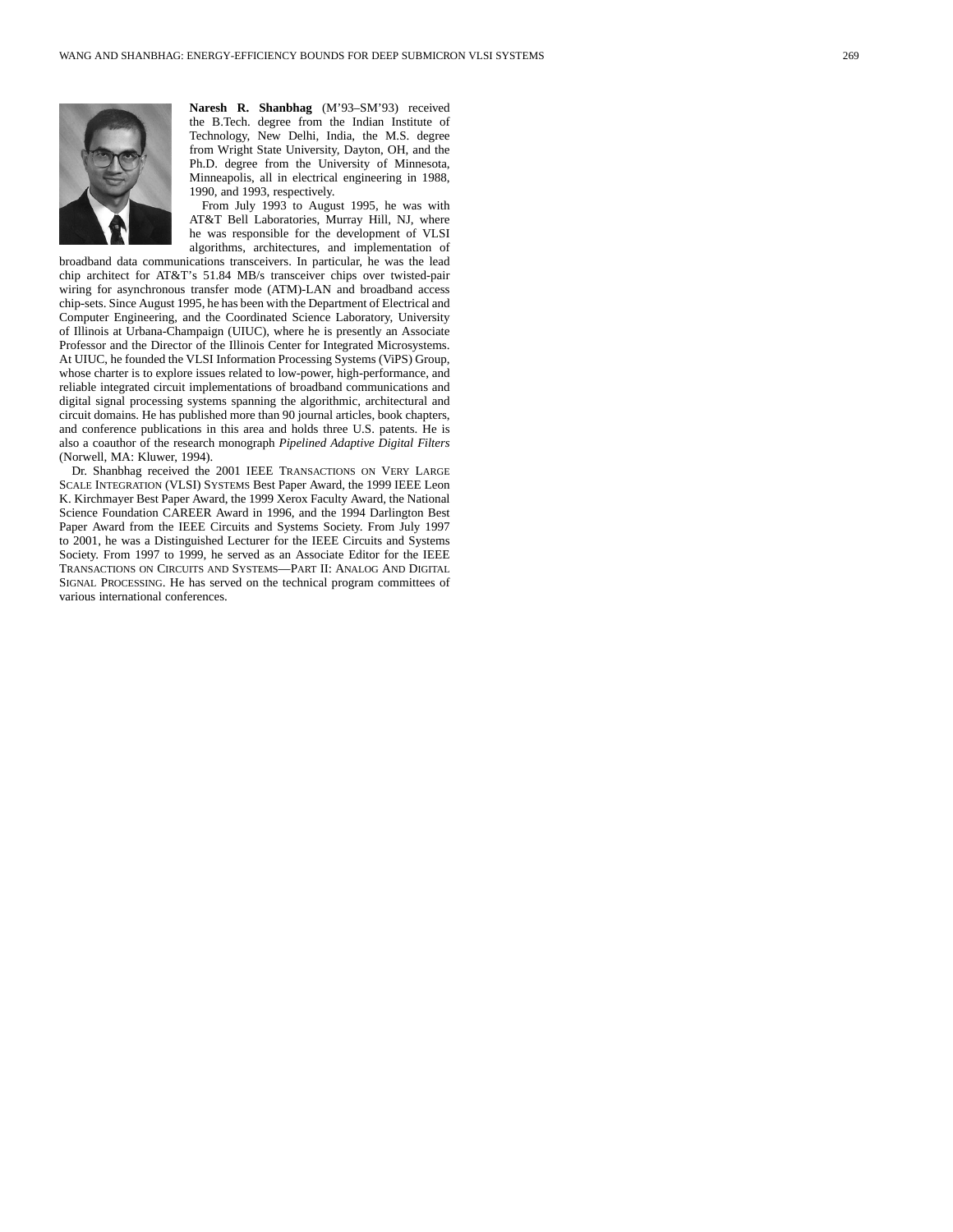**Naresh R. Shanbhag** (M'93–SM'93) received the B.Tech. degree from the Indian Institute of Technology, New Delhi, India, the M.S. degree from Wright State University, Dayton, OH, and the Ph.D. degree from the University of Minnesota, Minneapolis, all in electrical engineering in 1988, 1990, and 1993, respectively.

From July 1993 to August 1995, he was with AT&T Bell Laboratories, Murray Hill, NJ, where he was responsible for the development of VLSI algorithms, architectures, and implementation of broadband data communications transceivers. In particular, he was the lead chip architect for AT&T's 51.84 MB/s transceiver chips over twisted-pair wiring for asynchronous transfer mode (ATM)-LAN and broadband access chip-sets. Since August 1995, he has been with the Department of Electrical and Computer Engineering, and the Coordinated Science Laboratory, University of Illinois at Urbana-Champaign (UIUC), where he is presently an Associate Professor and the Director of the Illinois Center for Integrated Microsystems. At UIUC, he founded the VLSI Information Processing Systems (ViPS) Group, whose charter is to explore issues related to low-power, high-performance, and reliable integrated circuit implementations of broadband communications and digital signal processing systems spanning the algorithmic, architectural and circuit domains. He has published more than 90 journal articles, book chapters, and conference publications in this area and holds three U.S. patents. He is also a coauthor of the research monograph *Pipelined Adaptive Digital Filters* (Norwell, MA: Kluwer, 1994).

Dr. Shanbhag received the 2001 IEEE TRANSACTIONS ON VERY LARGE SCALE INTEGRATION (VLSI) SYSTEMS Best Paper Award, the 1999 IEEE Leon K. Kirchmayer Best Paper Award, the 1999 Xerox Faculty Award, the National Science Foundation CAREER Award in 1996, and the 1994 Darlington Best Paper Award from the IEEE Circuits and Systems Society. From July 1997 to 2001, he was a Distinguished Lecturer for the IEEE Circuits and Systems Society. From 1997 to 1999, he served as an Associate Editor for the IEEE TRANSACTIONS ON CIRCUITS AND SYSTEMS—PART II: ANALOG AND DIGITAL SIGNAL PROCESSING. He has served on the technical program committees of various international conferences.